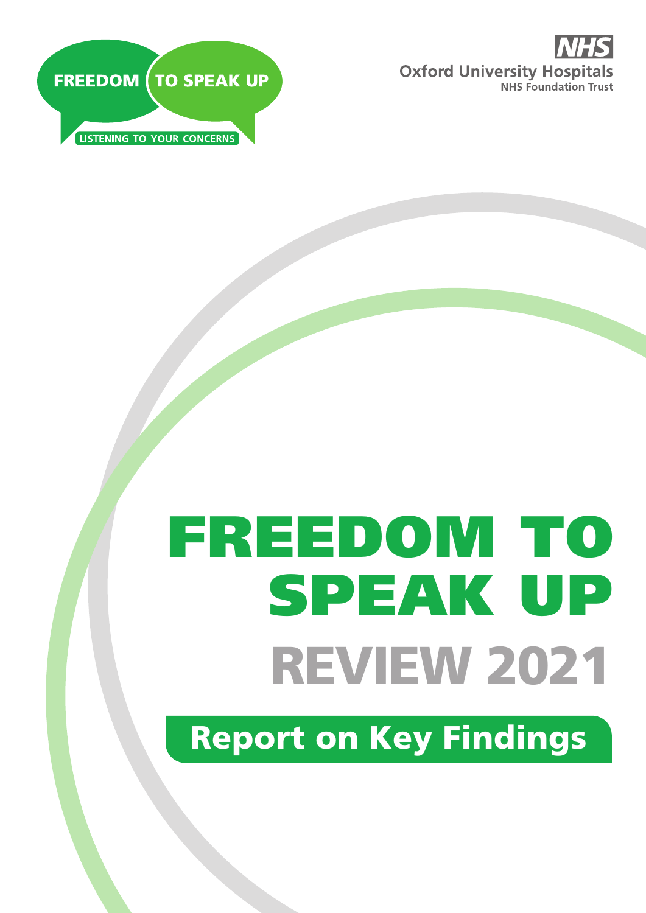FREEDOM TO SPEAK UP

LISTENING TO YOUR CONCERNS

NHS
Oxford University Hospitals
NHS Foundation Trust

# FREEDOM TO SPEAK UP

# REVIEW 2021

## Report on Key Findings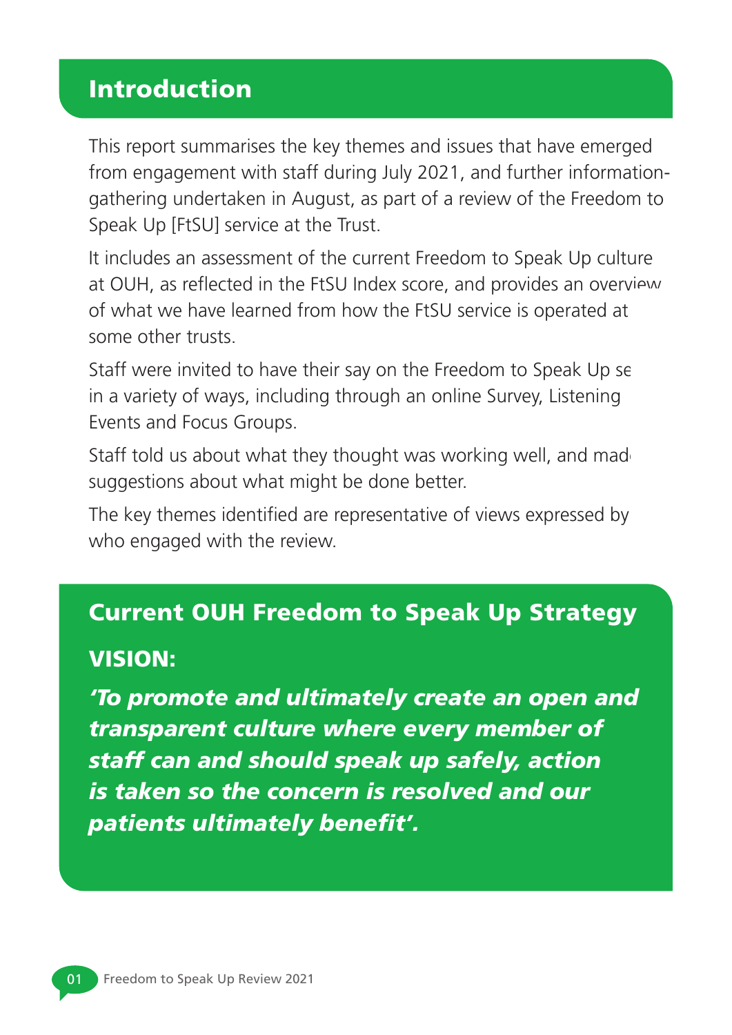## Introduction

This report summarises the key themes and issues that have emerged from engagement with staff during July 2021, and further information-gathering undertaken in August, as part of a review of the Freedom to Speak Up [FtSU] service at the Trust.

It includes an assessment of the current Freedom to Speak Up culture at OUH, as reflected in the FtSU Index score, and provides an overview of what we have learned from how the FtSU service is operated at some other trusts.

Staff were invited to have their say on the Freedom to Speak Up se in a variety of ways, including through an online Survey, Listening Events and Focus Groups.

Staff told us about what they thought was working well, and mad suggestions about what might be done better.

The key themes identified are representative of views expressed by who engaged with the review.

## Current OUH Freedom to Speak Up Strategy

### VISION:

***'To promote and ultimately create an open and transparent culture where every member of staff can and should speak up safely, action is taken so the concern is resolved and our patients ultimately benefit'.***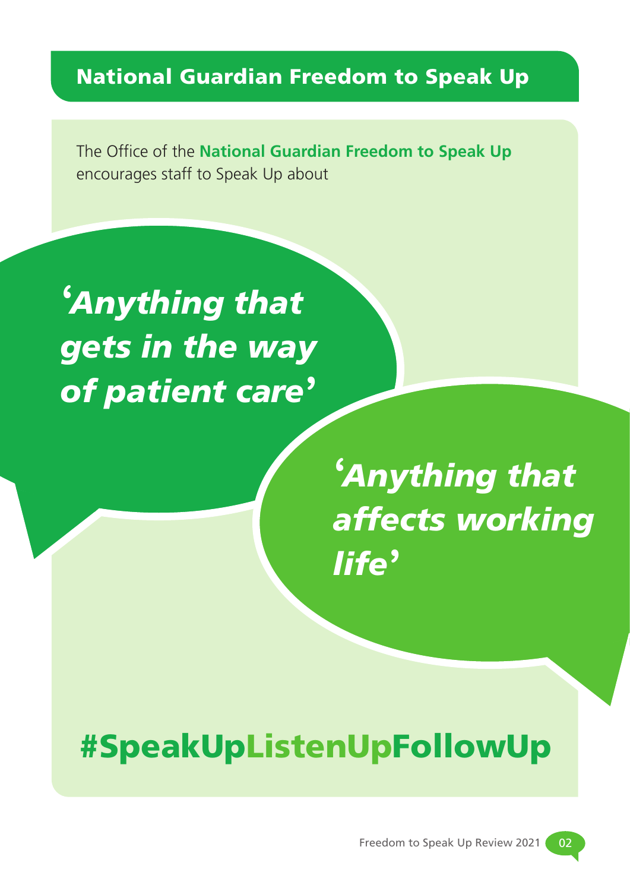## National Guardian Freedom to Speak Up

The Office of the **National Guardian Freedom to Speak Up** encourages staff to Speak Up about

***'Anything that gets in the way of patient care'***

***'Anything that affects working life'***

**#SpeakUpListenUpFollowUp**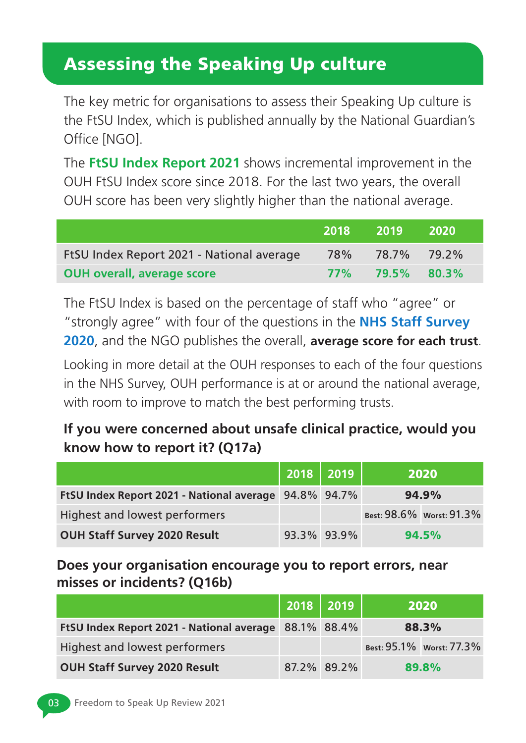## Assessing the Speaking Up culture

The key metric for organisations to assess their Speaking Up culture is the FtSU Index, which is published annually by the National Guardian's Office [NGO].

The **FtSU Index Report 2021** shows incremental improvement in the OUH FtSU Index score since 2018. For the last two years, the overall OUH score has been very slightly higher than the national average.

| | 2018 | 2019 | 2020 |
|---|---|---|---|
| FtSU Index Report 2021 - National average | 78% | 78.7% | 79.2% |
| **OUH overall, average score** | **77%** | **79.5%** | **80.3%** |

The FtSU Index is based on the percentage of staff who "agree" or "strongly agree" with four of the questions in the **NHS Staff Survey 2020**, and the NGO publishes the overall, **average score for each trust**.

Looking in more detail at the OUH responses to each of the four questions in the NHS Survey, OUH performance is at or around the national average, with room to improve to match the best performing trusts.

### If you were concerned about unsafe clinical practice, would you know how to report it? (Q17a)

| | 2018 | 2019 | 2020 | |
|---|---|---|---|---|
| **FtSU Index Report 2021 - National average** | 94.8% | 94.7% | **94.9%** | |
| Highest and lowest performers | | | Best: 98.6% | Worst: 91.3% |
| **OUH Staff Survey 2020 Result** | 93.3% | 93.9% | **94.5%** | |

### Does your organisation encourage you to report errors, near misses or incidents? (Q16b)

| | 2018 | 2019 | 2020 | |
|---|---|---|---|---|
| **FtSU Index Report 2021 - National average** | 88.1% | 88.4% | **88.3%** | |
| Highest and lowest performers | | | Best: 95.1% | Worst: 77.3% |
| **OUH Staff Survey 2020 Result** | 87.2% | 89.2% | **89.8%** | |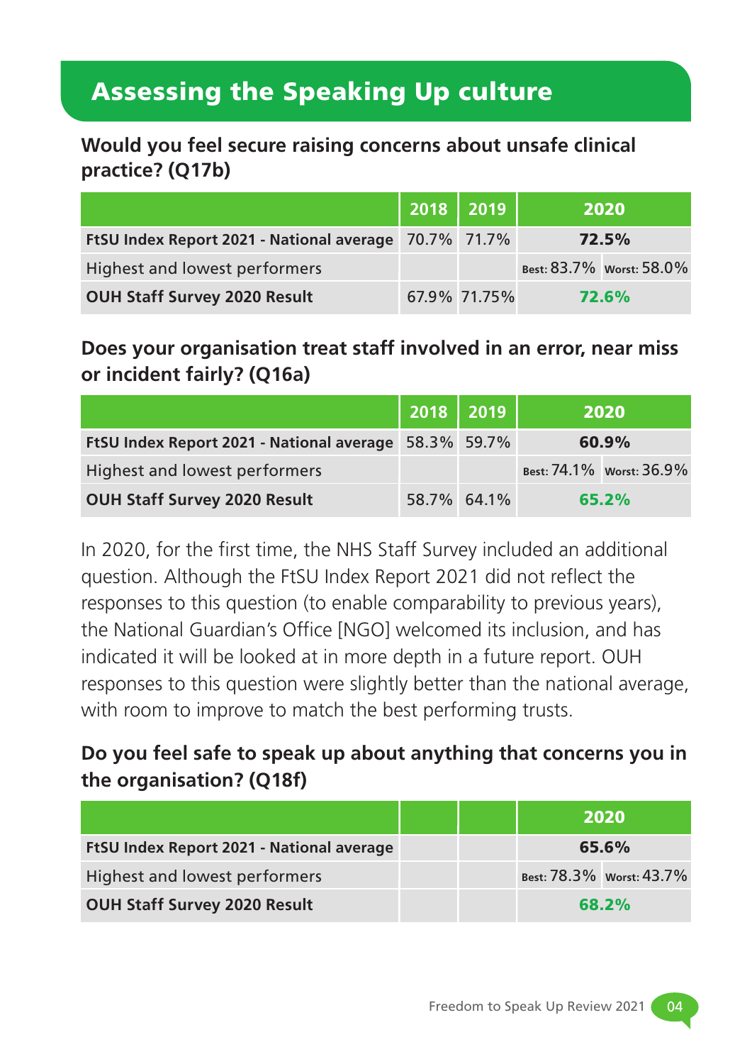# Assessing the Speaking Up culture

### Would you feel secure raising concerns about unsafe clinical practice? (Q17b)

| | 2018 | 2019 | 2020 | |
|---|---|---|---|---|
| **FtSU Index Report 2021 - National average** | 70.7% | 71.7% | **72.5%** | |
| Highest and lowest performers | | | Best: 83.7% | Worst: 58.0% |
| **OUH Staff Survey 2020 Result** | 67.9% | 71.75% | **72.6%** | |

### Does your organisation treat staff involved in an error, near miss or incident fairly? (Q16a)

| | 2018 | 2019 | 2020 | |
|---|---|---|---|---|
| **FtSU Index Report 2021 - National average** | 58.3% | 59.7% | **60.9%** | |
| Highest and lowest performers | | | Best: 74.1% | Worst: 36.9% |
| **OUH Staff Survey 2020 Result** | 58.7% | 64.1% | **65.2%** | |

In 2020, for the first time, the NHS Staff Survey included an additional question. Although the FtSU Index Report 2021 did not reflect the responses to this question (to enable comparability to previous years), the National Guardian's Office [NGO] welcomed its inclusion, and has indicated it will be looked at in more depth in a future report. OUH responses to this question were slightly better than the national average, with room to improve to match the best performing trusts.

### Do you feel safe to speak up about anything that concerns you in the organisation? (Q18f)

| | | | 2020 | |
|---|---|---|---|---|
| **FtSU Index Report 2021 - National average** | | | **65.6%** | |
| Highest and lowest performers | | | Best: 78.3% | Worst: 43.7% |
| **OUH Staff Survey 2020 Result** | | | **68.2%** | |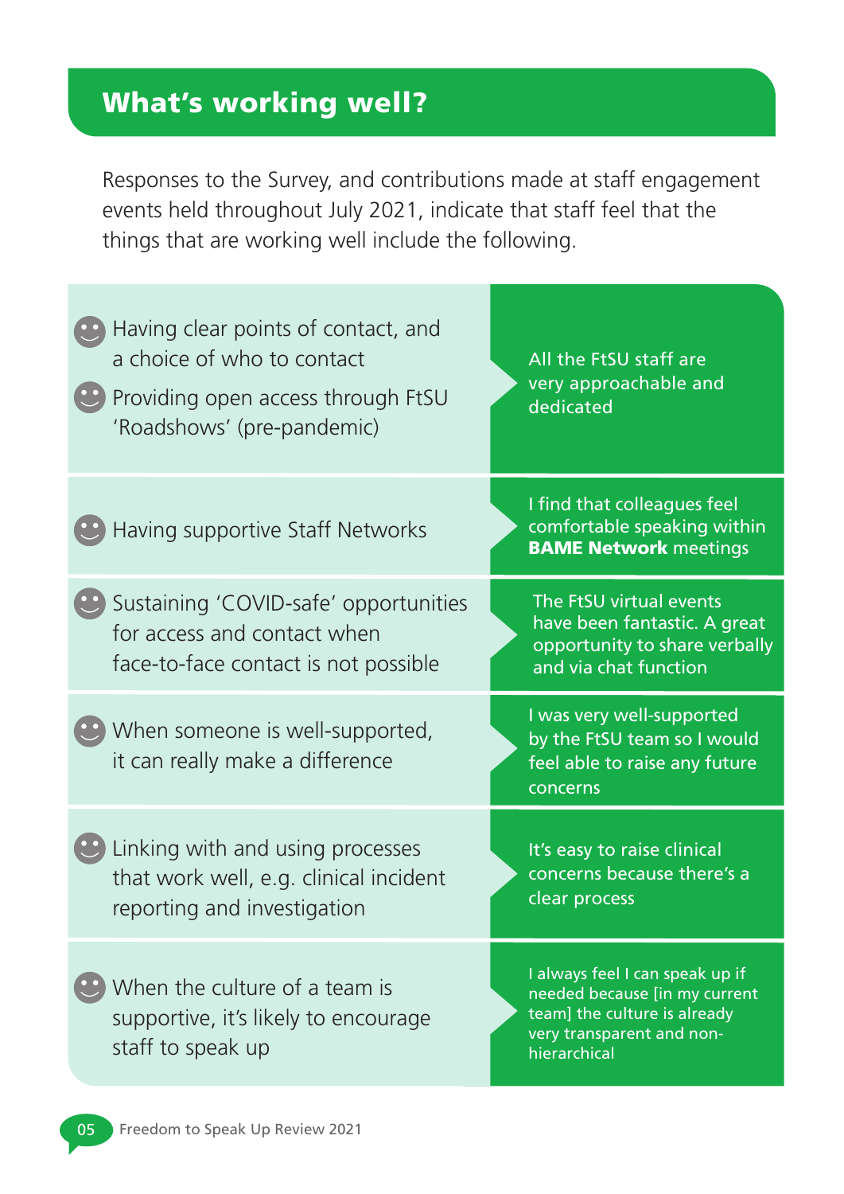## What's working well?

Responses to the Survey, and contributions made at staff engagement events held throughout July 2021, indicate that staff feel that the things that are working well include the following.

| What's working well | Staff comment |
| --- | --- |
| Having clear points of contact, and a choice of who to contact<br><br>Providing open access through FtSU 'Roadshows' (pre-pandemic) | All the FtSU staff are very approachable and dedicated |
| Having supportive Staff Networks | I find that colleagues feel comfortable speaking within **BAME Network** meetings |
| Sustaining 'COVID-safe' opportunities for access and contact when face-to-face contact is not possible | The FtSU virtual events have been fantastic. A great opportunity to share verbally and via chat function |
| When someone is well-supported, it can really make a difference | I was very well-supported by the FtSU team so I would feel able to raise any future concerns |
| Linking with and using processes that work well, e.g. clinical incident reporting and investigation | It's easy to raise clinical concerns because there's a clear process |
| When the culture of a team is supportive, it's likely to encourage staff to speak up | I always feel I can speak up if needed because [in my current team] the culture is already very transparent and non-hierarchical |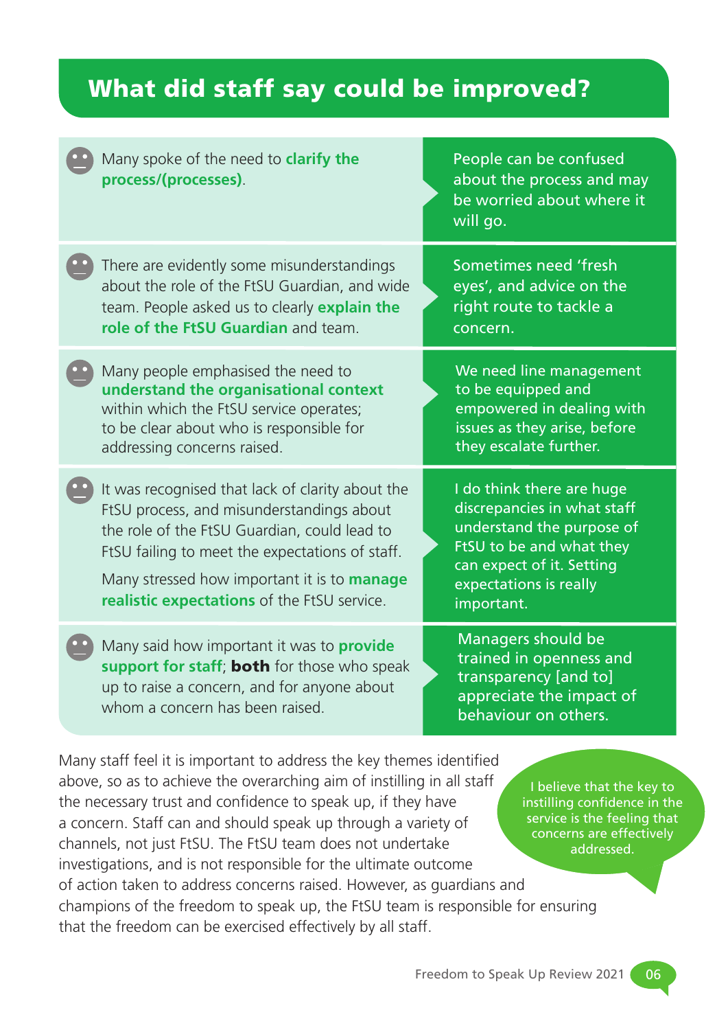# What did staff say could be improved?

Many spoke of the need to **clarify the process/(processes)**.

> People can be confused about the process and may be worried about where it will go.

There are evidently some misunderstandings about the role of the FtSU Guardian, and wide team. People asked us to clearly **explain the role of the FtSU Guardian** and team.

> Sometimes need 'fresh eyes', and advice on the right route to tackle a concern.

Many people emphasised the need to **understand the organisational context** within which the FtSU service operates; to be clear about who is responsible for addressing concerns raised.

> We need line management to be equipped and empowered in dealing with issues as they arise, before they escalate further.

It was recognised that lack of clarity about the FtSU process, and misunderstandings about the role of the FtSU Guardian, could lead to FtSU failing to meet the expectations of staff.

Many stressed how important it is to **manage realistic expectations** of the FtSU service.

> I do think there are huge discrepancies in what staff understand the purpose of FtSU to be and what they can expect of it. Setting expectations is really important.

Many said how important it was to **provide support for staff**; **both** for those who speak up to raise a concern, and for anyone about whom a concern has been raised.

> Managers should be trained in openness and transparency [and to] appreciate the impact of behaviour on others.

Many staff feel it is important to address the key themes identified above, so as to achieve the overarching aim of instilling in all staff the necessary trust and confidence to speak up, if they have a concern. Staff can and should speak up through a variety of channels, not just FtSU. The FtSU team does not undertake investigations, and is not responsible for the ultimate outcome of action taken to address concerns raised. However, as guardians and champions of the freedom to speak up, the FtSU team is responsible for ensuring that the freedom can be exercised effectively by all staff.

> I believe that the key to instilling confidence in the service is the feeling that concerns are effectively addressed.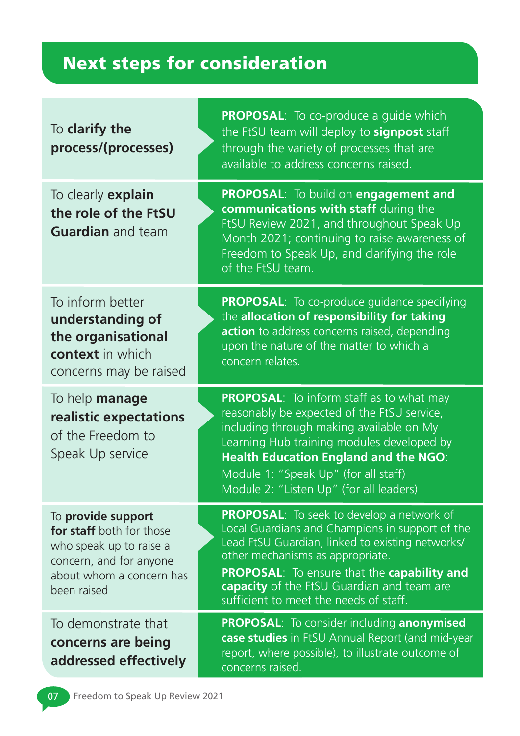# Next steps for consideration

| | |
|---|---|
| To **clarify the process/(processes)** | **PROPOSAL**: To co-produce a guide which the FtSU team will deploy to **signpost** staff through the variety of processes that are available to address concerns raised. |
| To clearly **explain the role of the FtSU Guardian** and team | **PROPOSAL**: To build on **engagement and communications with staff** during the FtSU Review 2021, and throughout Speak Up Month 2021; continuing to raise awareness of Freedom to Speak Up, and clarifying the role of the FtSU team. |
| To inform better **understanding of the organisational context** in which concerns may be raised | **PROPOSAL**: To co-produce guidance specifying the **allocation of responsibility for taking action** to address concerns raised, depending upon the nature of the matter to which a concern relates. |
| To help **manage realistic expectations** of the Freedom to Speak Up service | **PROPOSAL**: To inform staff as to what may reasonably be expected of the FtSU service, including through making available on My Learning Hub training modules developed by **Health Education England and the NGO**:<br>Module 1: "Speak Up" (for all staff)<br>Module 2: "Listen Up" (for all leaders) |
| To **provide support for staff** both for those who speak up to raise a concern, and for anyone about whom a concern has been raised | **PROPOSAL**: To seek to develop a network of Local Guardians and Champions in support of the Lead FtSU Guardian, linked to existing networks/other mechanisms as appropriate.<br>**PROPOSAL**: To ensure that the **capability and capacity** of the FtSU Guardian and team are sufficient to meet the needs of staff. |
| To demonstrate that **concerns are being addressed effectively** | **PROPOSAL**: To consider including **anonymised case studies** in FtSU Annual Report (and mid-year report, where possible), to illustrate outcome of concerns raised. |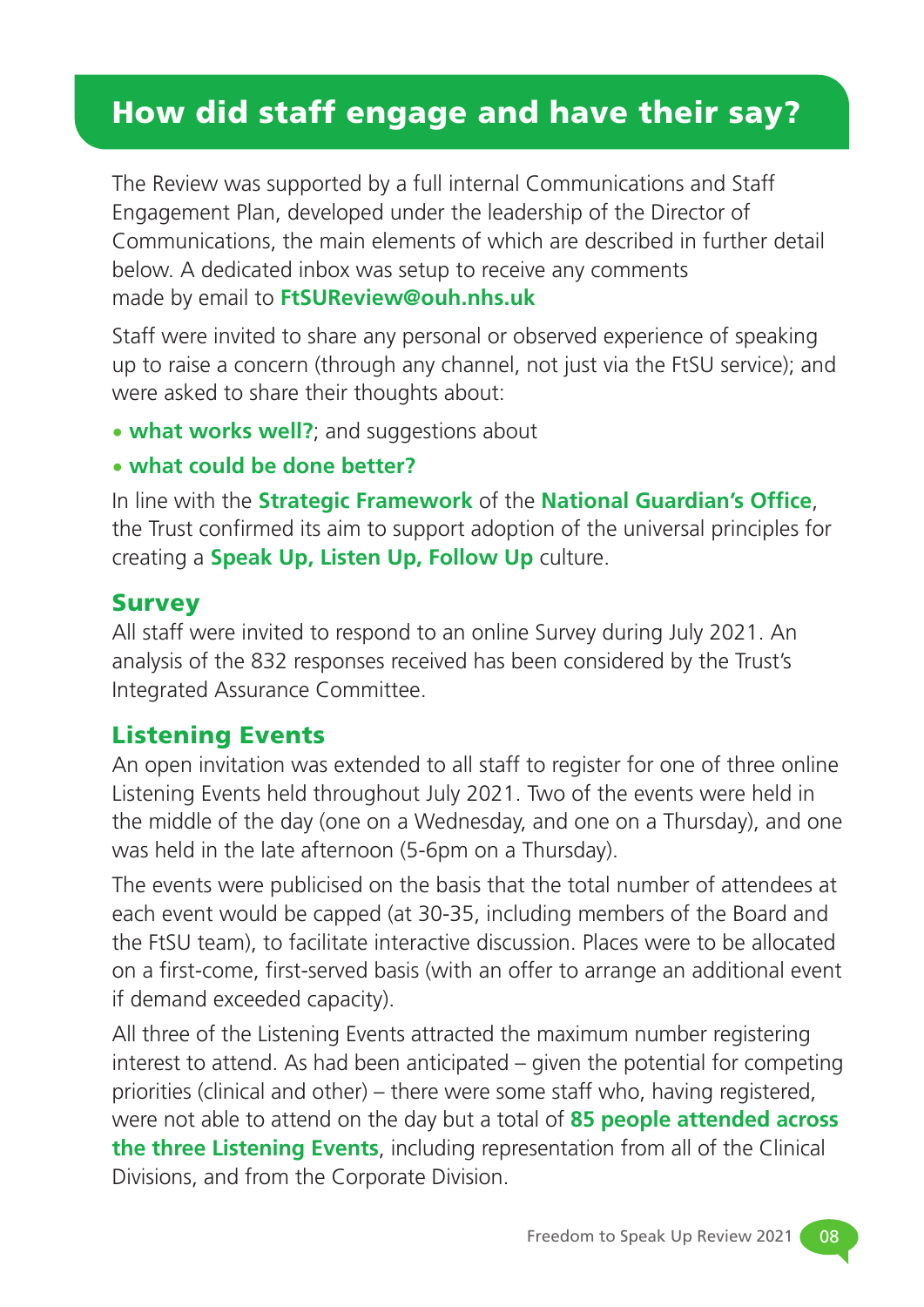## How did staff engage and have their say?

The Review was supported by a full internal Communications and Staff Engagement Plan, developed under the leadership of the Director of Communications, the main elements of which are described in further detail below. A dedicated inbox was setup to receive any comments made by email to **FtSUReview@ouh.nhs.uk**

Staff were invited to share any personal or observed experience of speaking up to raise a concern (through any channel, not just via the FtSU service); and were asked to share their thoughts about:

- **what works well?**; and suggestions about
- **what could be done better?**

In line with the **Strategic Framework** of the **National Guardian's Office**, the Trust confirmed its aim to support adoption of the universal principles for creating a **Speak Up, Listen Up, Follow Up** culture.

### Survey

All staff were invited to respond to an online Survey during July 2021. An analysis of the 832 responses received has been considered by the Trust's Integrated Assurance Committee.

### Listening Events

An open invitation was extended to all staff to register for one of three online Listening Events held throughout July 2021. Two of the events were held in the middle of the day (one on a Wednesday, and one on a Thursday), and one was held in the late afternoon (5-6pm on a Thursday).

The events were publicised on the basis that the total number of attendees at each event would be capped (at 30-35, including members of the Board and the FtSU team), to facilitate interactive discussion. Places were to be allocated on a first-come, first-served basis (with an offer to arrange an additional event if demand exceeded capacity).

All three of the Listening Events attracted the maximum number registering interest to attend. As had been anticipated – given the potential for competing priorities (clinical and other) – there were some staff who, having registered, were not able to attend on the day but a total of **85 people attended across the three Listening Events**, including representation from all of the Clinical Divisions, and from the Corporate Division.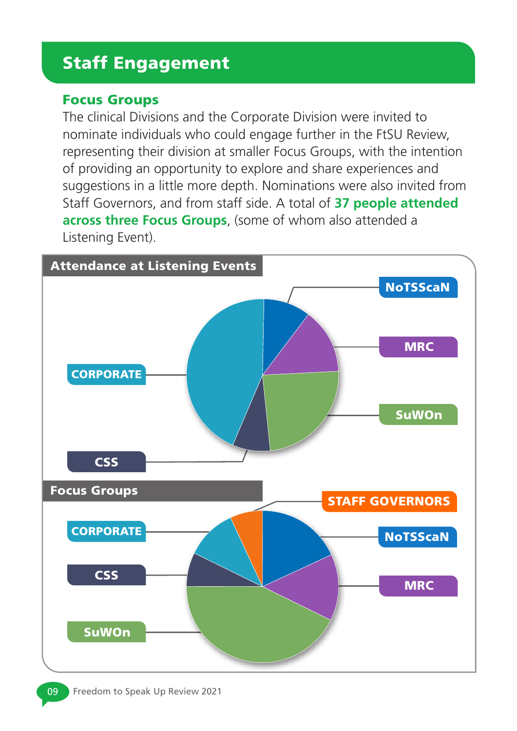## Staff Engagement

### Focus Groups

The clinical Divisions and the Corporate Division were invited to nominate individuals who could engage further in the FtSU Review, representing their division at smaller Focus Groups, with the intention of providing an opportunity to explore and share experiences and suggestions in a little more depth. Nominations were also invited from Staff Governors, and from staff side. A total of **37 people attended across three Focus Groups**, (some of whom also attended a Listening Event).

**Attendance at Listening Events**

NoTSScaN

MRC

SuWOn

CORPORATE

CSS

**Focus Groups**

STAFF GOVERNORS

NoTSScaN

MRC

CORPORATE

CSS

SuWOn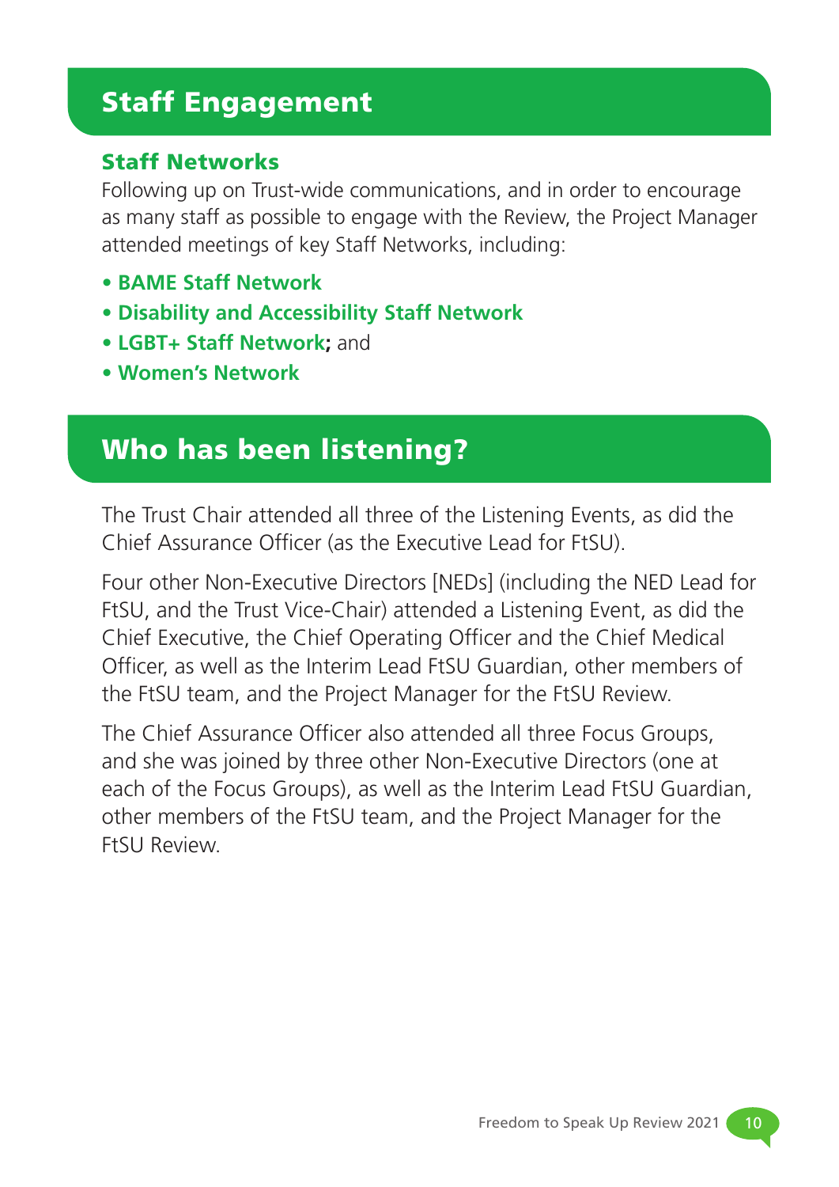## Staff Engagement

### Staff Networks

Following up on Trust-wide communications, and in order to encourage as many staff as possible to engage with the Review, the Project Manager attended meetings of key Staff Networks, including:

- **BAME Staff Network**
- **Disability and Accessibility Staff Network**
- **LGBT+ Staff Network**; and
- **Women's Network**

## Who has been listening?

The Trust Chair attended all three of the Listening Events, as did the Chief Assurance Officer (as the Executive Lead for FtSU).

Four other Non-Executive Directors [NEDs] (including the NED Lead for FtSU, and the Trust Vice-Chair) attended a Listening Event, as did the Chief Executive, the Chief Operating Officer and the Chief Medical Officer, as well as the Interim Lead FtSU Guardian, other members of the FtSU team, and the Project Manager for the FtSU Review.

The Chief Assurance Officer also attended all three Focus Groups, and she was joined by three other Non-Executive Directors (one at each of the Focus Groups), as well as the Interim Lead FtSU Guardian, other members of the FtSU team, and the Project Manager for the FtSU Review.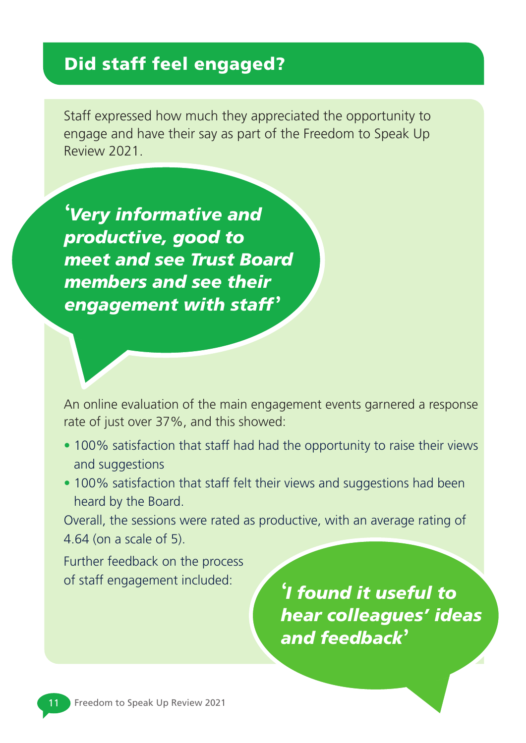## Did staff feel engaged?

Staff expressed how much they appreciated the opportunity to engage and have their say as part of the Freedom to Speak Up Review 2021.

***'Very informative and productive, good to meet and see Trust Board members and see their engagement with staff'***

An online evaluation of the main engagement events garnered a response rate of just over 37%, and this showed:

- 100% satisfaction that staff had had the opportunity to raise their views and suggestions
- 100% satisfaction that staff felt their views and suggestions had been heard by the Board.

Overall, the sessions were rated as productive, with an average rating of 4.64 (on a scale of 5).

Further feedback on the process of staff engagement included:

***'I found it useful to hear colleagues' ideas and feedback'***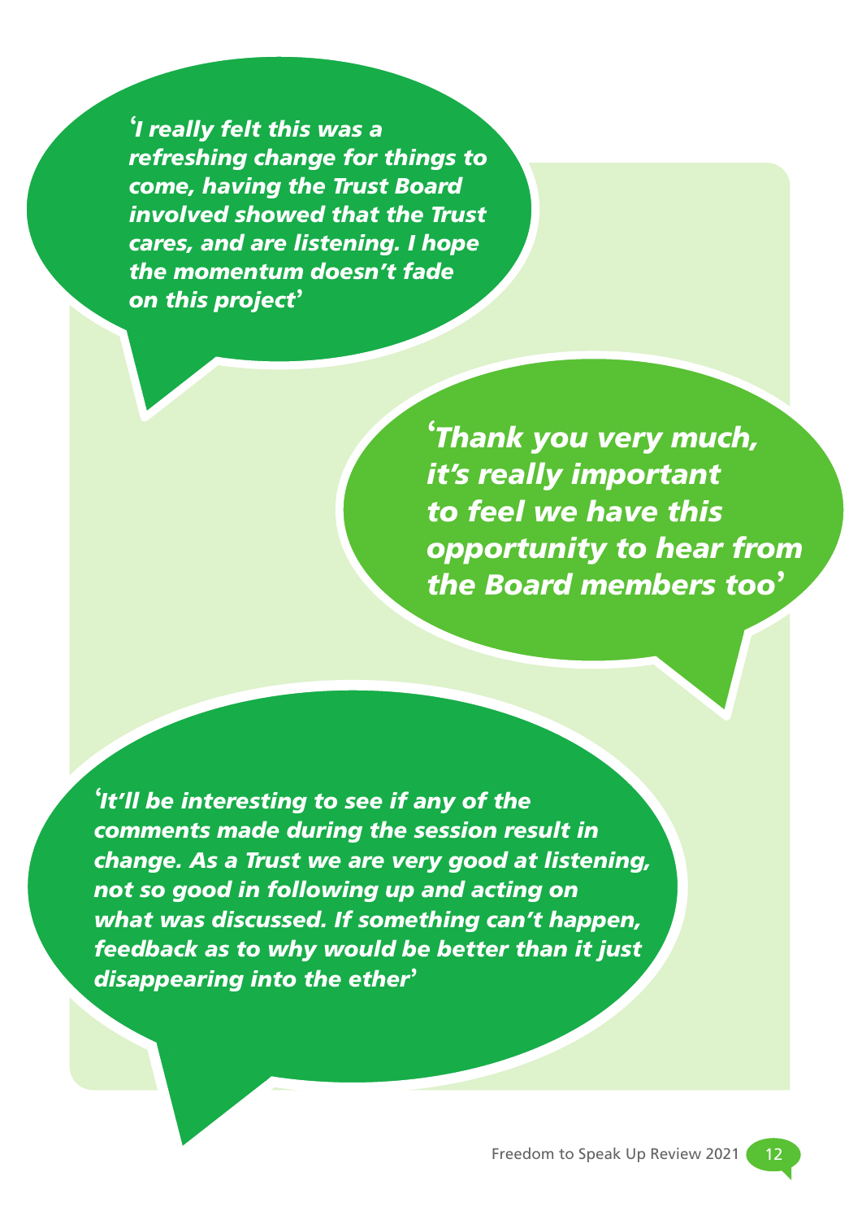*'I really felt this was a refreshing change for things to come, having the Trust Board involved showed that the Trust cares, and are listening. I hope the momentum doesn't fade on this project'*

*'Thank you very much, it's really important to feel we have this opportunity to hear from the Board members too'*

*'It'll be interesting to see if any of the comments made during the session result in change. As a Trust we are very good at listening, not so good in following up and acting on what was discussed. If something can't happen, feedback as to why would be better than it just disappearing into the ether'*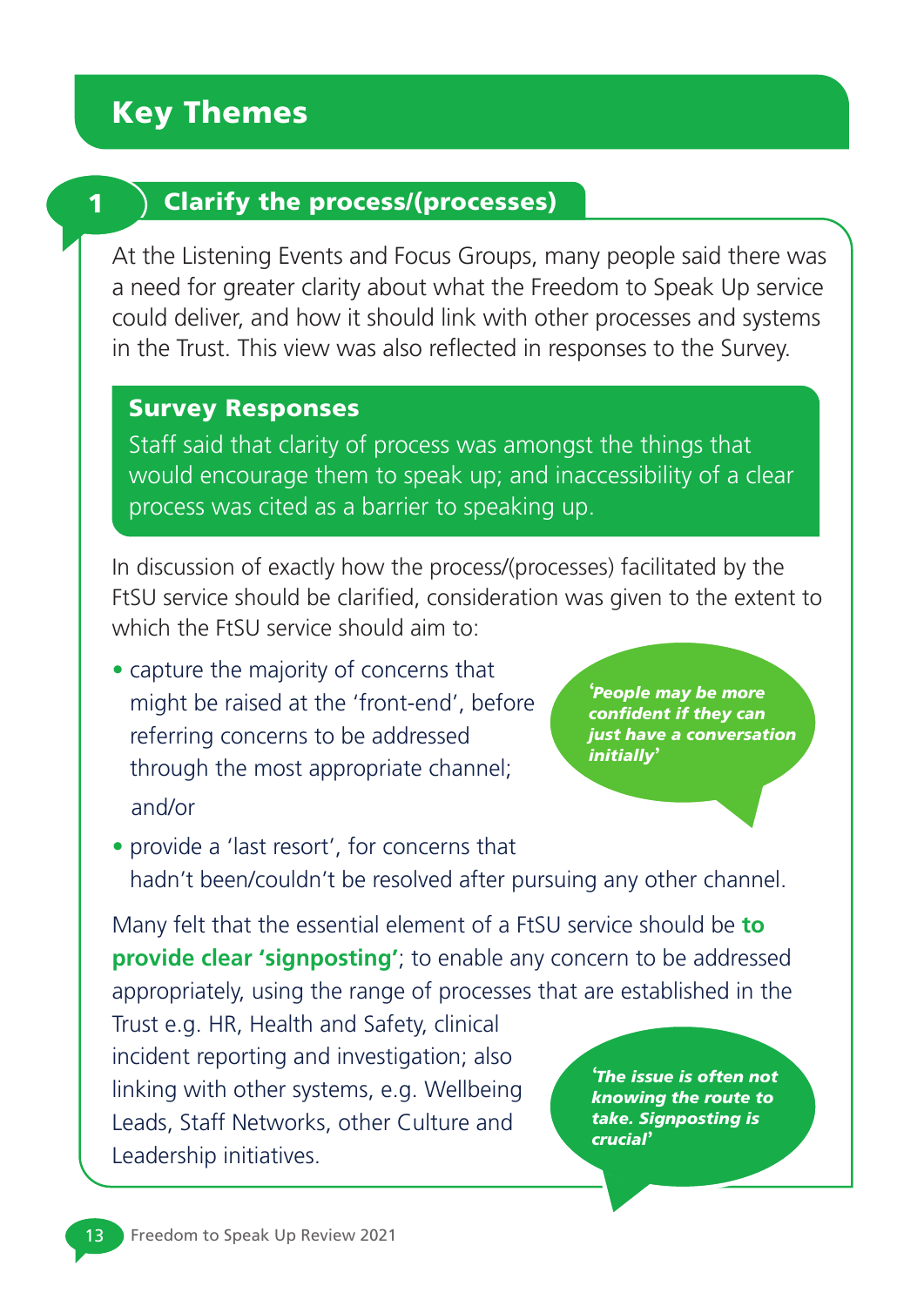# Key Themes

## 1 Clarify the process/(processes)

At the Listening Events and Focus Groups, many people said there was a need for greater clarity about what the Freedom to Speak Up service could deliver, and how it should link with other processes and systems in the Trust. This view was also reflected in responses to the Survey.

**Survey Responses**

Staff said that clarity of process was amongst the things that would encourage them to speak up; and inaccessibility of a clear process was cited as a barrier to speaking up.

In discussion of exactly how the process/(processes) facilitated by the FtSU service should be clarified, consideration was given to the extent to which the FtSU service should aim to:

- capture the majority of concerns that might be raised at the 'front-end', before referring concerns to be addressed through the most appropriate channel;

  and/or

- provide a 'last resort', for concerns that hadn't been/couldn't be resolved after pursuing any other channel.

***'People may be more confident if they can just have a conversation initially'***

Many felt that the essential element of a FtSU service should be **to provide clear 'signposting'**; to enable any concern to be addressed appropriately, using the range of processes that are established in the Trust e.g. HR, Health and Safety, clinical incident reporting and investigation; also linking with other systems, e.g. Wellbeing Leads, Staff Networks, other Culture and Leadership initiatives.

***'The issue is often not knowing the route to take. Signposting is crucial'***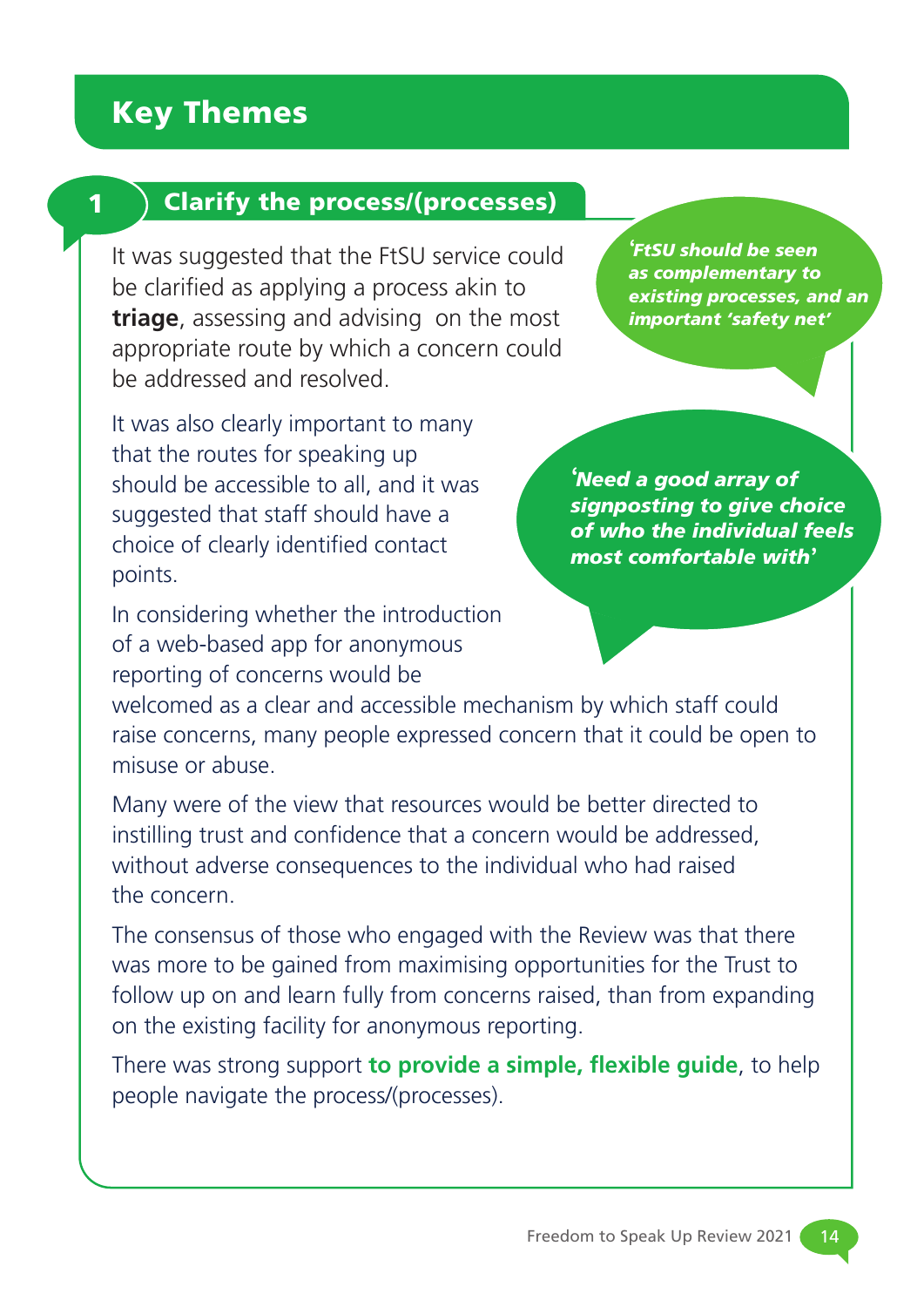## Key Themes

### 1 Clarify the process/(processes)

It was suggested that the FtSU service could be clarified as applying a process akin to **triage**, assessing and advising on the most appropriate route by which a concern could be addressed and resolved.

***'FtSU should be seen as complementary to existing processes, and an important 'safety net'***

It was also clearly important to many that the routes for speaking up should be accessible to all, and it was suggested that staff should have a choice of clearly identified contact points.

***'Need a good array of signposting to give choice of who the individual feels most comfortable with'***

In considering whether the introduction of a web-based app for anonymous reporting of concerns would be welcomed as a clear and accessible mechanism by which staff could raise concerns, many people expressed concern that it could be open to misuse or abuse.

Many were of the view that resources would be better directed to instilling trust and confidence that a concern would be addressed, without adverse consequences to the individual who had raised the concern.

The consensus of those who engaged with the Review was that there was more to be gained from maximising opportunities for the Trust to follow up on and learn fully from concerns raised, than from expanding on the existing facility for anonymous reporting.

There was strong support **to provide a simple, flexible guide**, to help people navigate the process/(processes).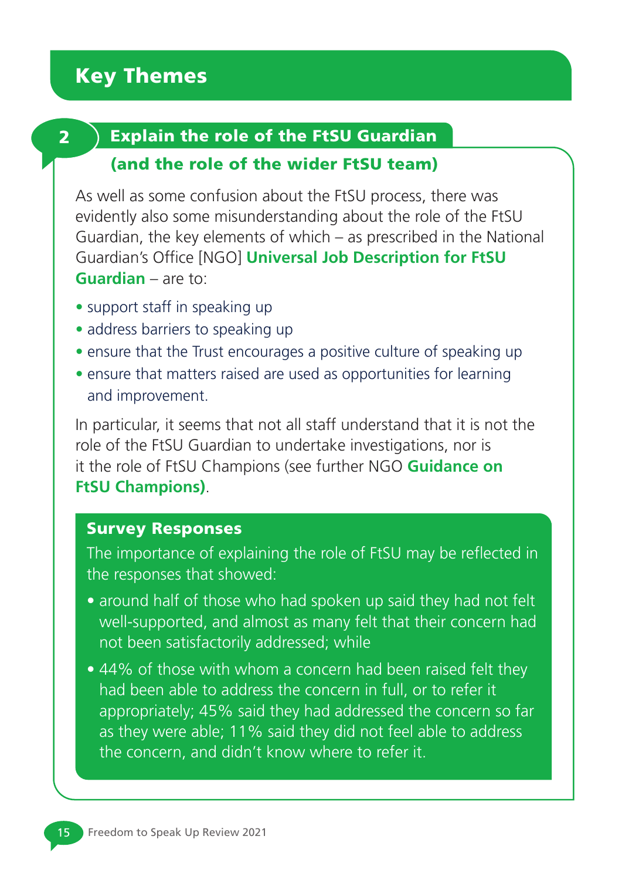# Key Themes

## 2 Explain the role of the FtSU Guardian (and the role of the wider FtSU team)

As well as some confusion about the FtSU process, there was evidently also some misunderstanding about the role of the FtSU Guardian, the key elements of which – as prescribed in the National Guardian's Office [NGO] **Universal Job Description for FtSU Guardian** – are to:

- support staff in speaking up
- address barriers to speaking up
- ensure that the Trust encourages a positive culture of speaking up
- ensure that matters raised are used as opportunities for learning and improvement.

In particular, it seems that not all staff understand that it is not the role of the FtSU Guardian to undertake investigations, nor is it the role of FtSU Champions (see further NGO **Guidance on FtSU Champions)**.

### Survey Responses

The importance of explaining the role of FtSU may be reflected in the responses that showed:

- around half of those who had spoken up said they had not felt well-supported, and almost as many felt that their concern had not been satisfactorily addressed; while
- 44% of those with whom a concern had been raised felt they had been able to address the concern in full, or to refer it appropriately; 45% said they had addressed the concern so far as they were able; 11% said they did not feel able to address the concern, and didn't know where to refer it.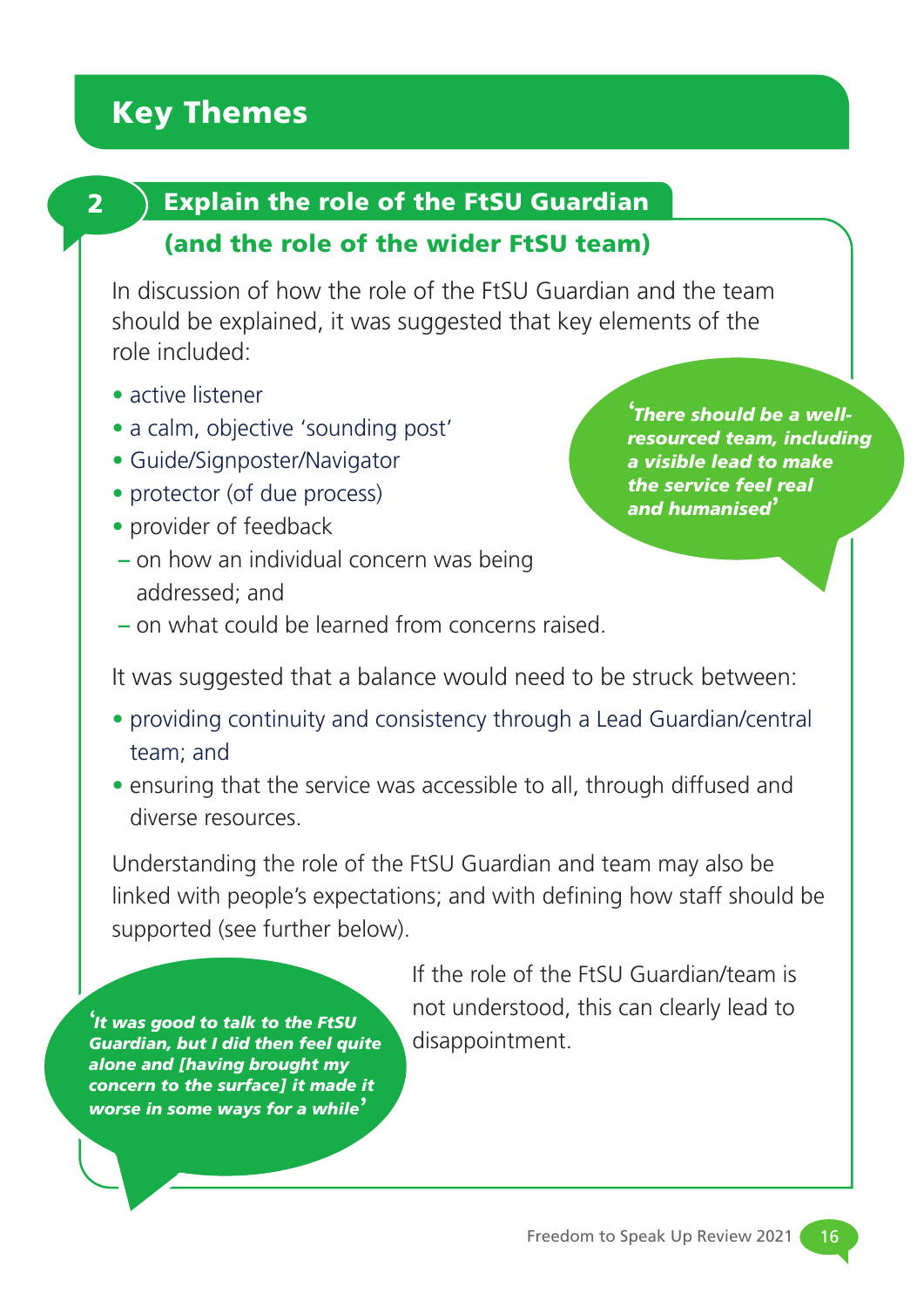# Key Themes

## 2 Explain the role of the FtSU Guardian (and the role of the wider FtSU team)

In discussion of how the role of the FtSU Guardian and the team should be explained, it was suggested that key elements of the role included:

- active listener
- a calm, objective 'sounding post'
- Guide/Signposter/Navigator
- protector (of due process)
- provider of feedback
  - on how an individual concern was being addressed; and
  - on what could be learned from concerns raised.

*'There should be a well-resourced team, including a visible lead to make the service feel real and humanised'*

It was suggested that a balance would need to be struck between:

- providing continuity and consistency through a Lead Guardian/central team; and
- ensuring that the service was accessible to all, through diffused and diverse resources.

Understanding the role of the FtSU Guardian and team may also be linked with people's expectations; and with defining how staff should be supported (see further below).

*'It was good to talk to the FtSU Guardian, but I did then feel quite alone and [having brought my concern to the surface] it made it worse in some ways for a while'*

If the role of the FtSU Guardian/team is not understood, this can clearly lead to disappointment.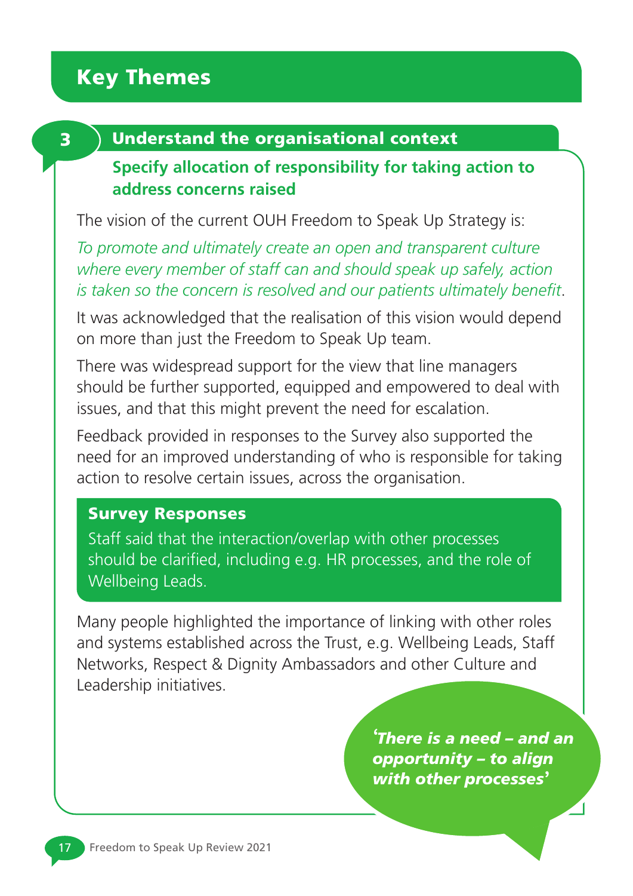# Key Themes

## 3 Understand the organisational context

### Specify allocation of responsibility for taking action to address concerns raised

The vision of the current OUH Freedom to Speak Up Strategy is:

*To promote and ultimately create an open and transparent culture where every member of staff can and should speak up safely, action is taken so the concern is resolved and our patients ultimately benefit*.

It was acknowledged that the realisation of this vision would depend on more than just the Freedom to Speak Up team.

There was widespread support for the view that line managers should be further supported, equipped and empowered to deal with issues, and that this might prevent the need for escalation.

Feedback provided in responses to the Survey also supported the need for an improved understanding of who is responsible for taking action to resolve certain issues, across the organisation.

**Survey Responses**

Staff said that the interaction/overlap with other processes should be clarified, including e.g. HR processes, and the role of Wellbeing Leads.

Many people highlighted the importance of linking with other roles and systems established across the Trust, e.g. Wellbeing Leads, Staff Networks, Respect & Dignity Ambassadors and other Culture and Leadership initiatives.

***'There is a need – and an opportunity – to align with other processes'***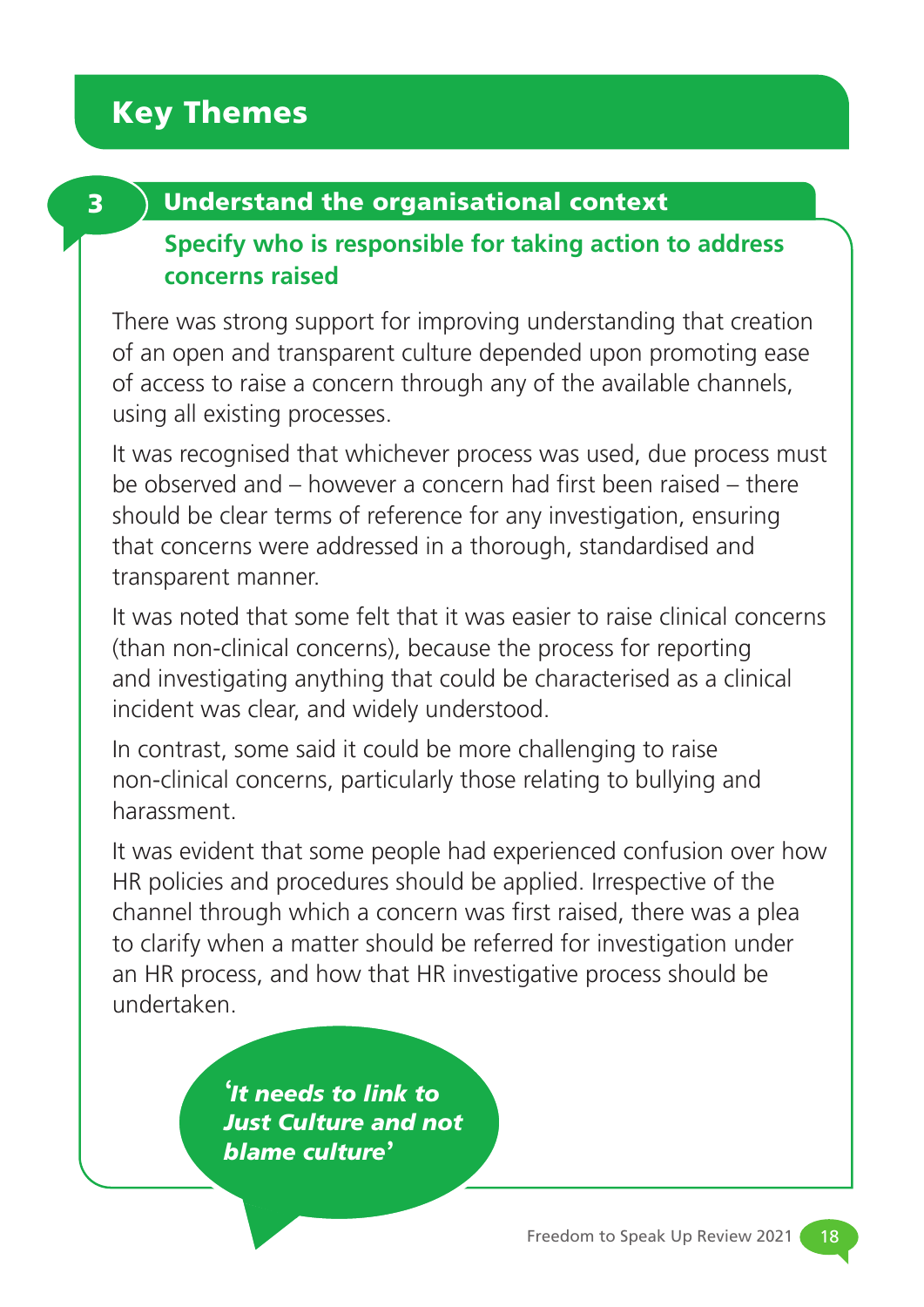# Key Themes

## 3 Understand the organisational context

### Specify who is responsible for taking action to address concerns raised

There was strong support for improving understanding that creation of an open and transparent culture depended upon promoting ease of access to raise a concern through any of the available channels, using all existing processes.

It was recognised that whichever process was used, due process must be observed and – however a concern had first been raised – there should be clear terms of reference for any investigation, ensuring that concerns were addressed in a thorough, standardised and transparent manner.

It was noted that some felt that it was easier to raise clinical concerns (than non-clinical concerns), because the process for reporting and investigating anything that could be characterised as a clinical incident was clear, and widely understood.

In contrast, some said it could be more challenging to raise non-clinical concerns, particularly those relating to bullying and harassment.

It was evident that some people had experienced confusion over how HR policies and procedures should be applied. Irrespective of the channel through which a concern was first raised, there was a plea to clarify when a matter should be referred for investigation under an HR process, and how that HR investigative process should be undertaken.

***'It needs to link to Just Culture and not blame culture'***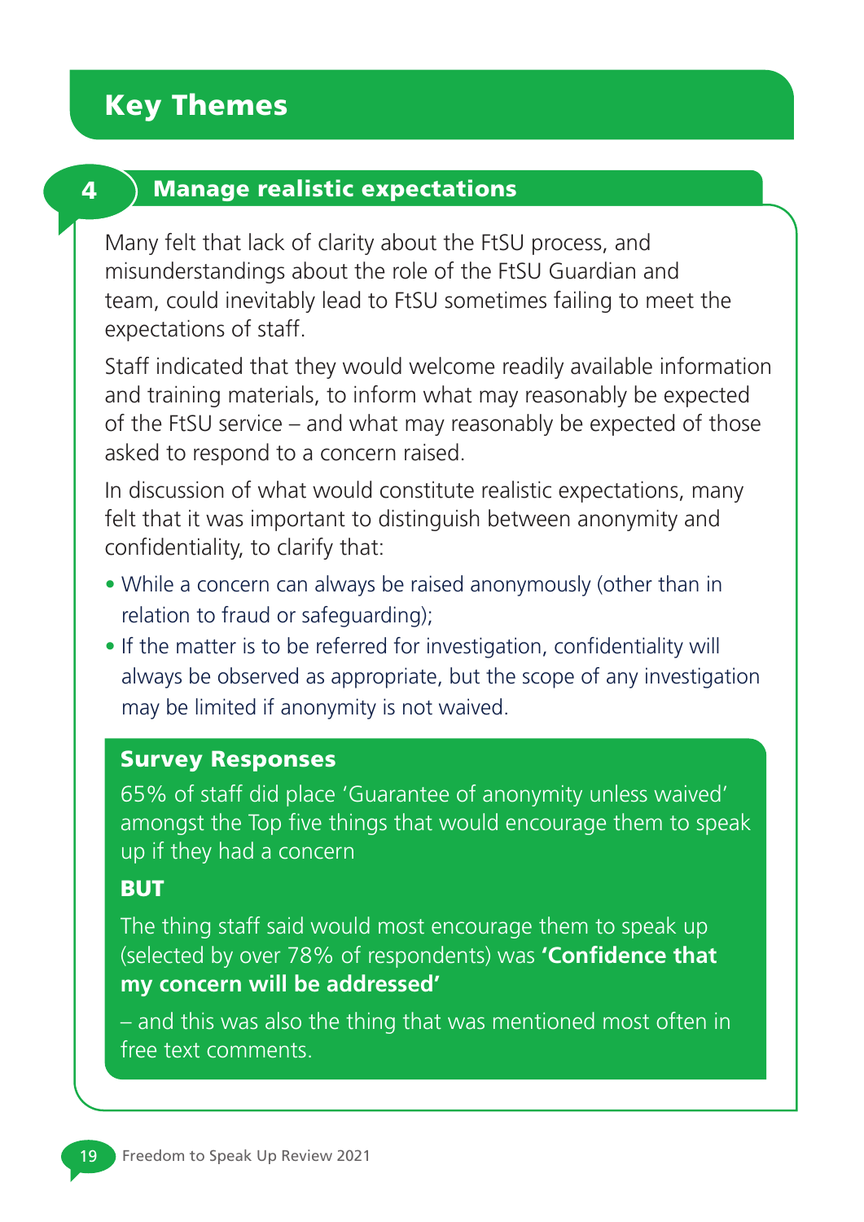# Key Themes

## 4 Manage realistic expectations

Many felt that lack of clarity about the FtSU process, and misunderstandings about the role of the FtSU Guardian and team, could inevitably lead to FtSU sometimes failing to meet the expectations of staff.

Staff indicated that they would welcome readily available information and training materials, to inform what may reasonably be expected of the FtSU service – and what may reasonably be expected of those asked to respond to a concern raised.

In discussion of what would constitute realistic expectations, many felt that it was important to distinguish between anonymity and confidentiality, to clarify that:

- While a concern can always be raised anonymously (other than in relation to fraud or safeguarding);
- If the matter is to be referred for investigation, confidentiality will always be observed as appropriate, but the scope of any investigation may be limited if anonymity is not waived.

### Survey Responses

65% of staff did place 'Guarantee of anonymity unless waived' amongst the Top five things that would encourage them to speak up if they had a concern

**BUT**

The thing staff said would most encourage them to speak up (selected by over 78% of respondents) was **'Confidence that my concern will be addressed'**

– and this was also the thing that was mentioned most often in free text comments.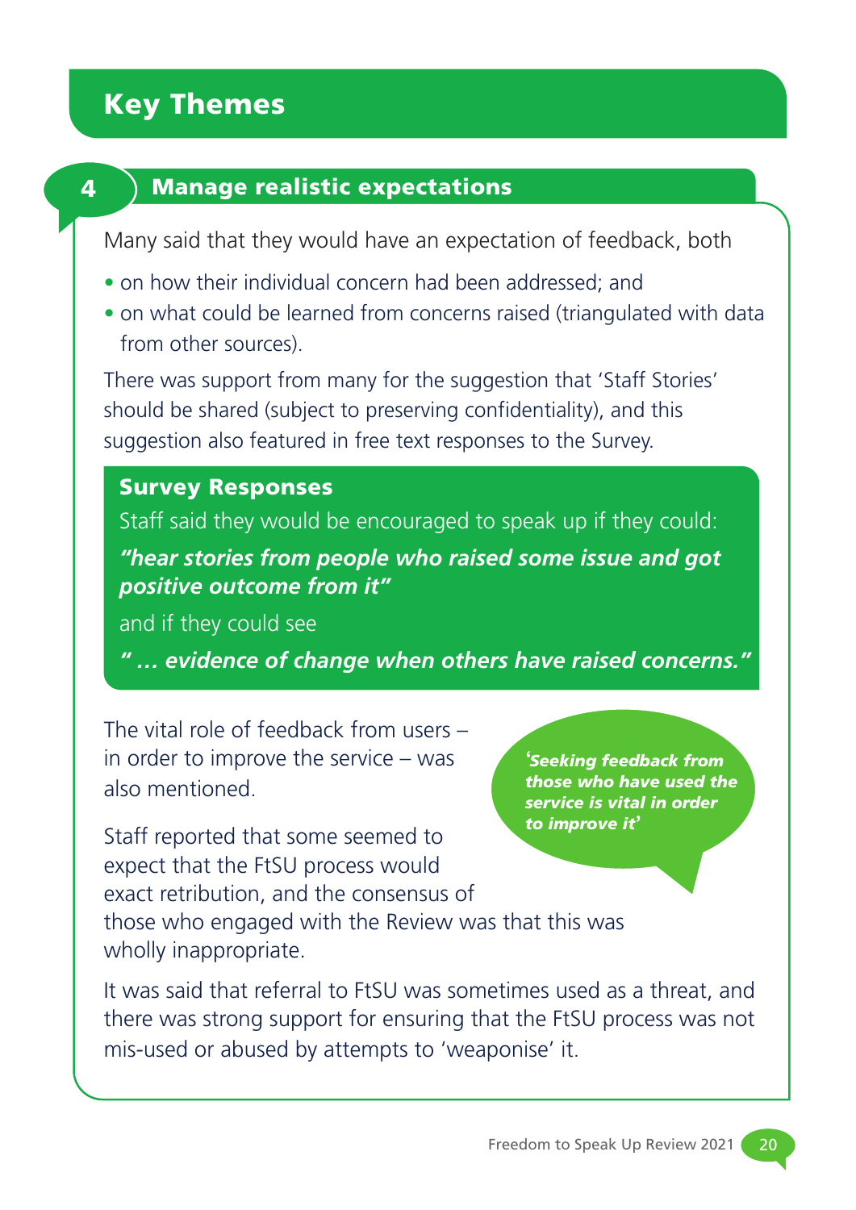## Key Themes

### 4 Manage realistic expectations

Many said that they would have an expectation of feedback, both

- on how their individual concern had been addressed; and
- on what could be learned from concerns raised (triangulated with data from other sources).

There was support from many for the suggestion that 'Staff Stories' should be shared (subject to preserving confidentiality), and this suggestion also featured in free text responses to the Survey.

**Survey Responses**

Staff said they would be encouraged to speak up if they could:

***"hear stories from people who raised some issue and got positive outcome from it"***

and if they could see

***" … evidence of change when others have raised concerns."***

The vital role of feedback from users – in order to improve the service – was also mentioned.

***'Seeking feedback from those who have used the service is vital in order to improve it'***

Staff reported that some seemed to expect that the FtSU process would exact retribution, and the consensus of those who engaged with the Review was that this was wholly inappropriate.

It was said that referral to FtSU was sometimes used as a threat, and there was strong support for ensuring that the FtSU process was not mis-used or abused by attempts to 'weaponise' it.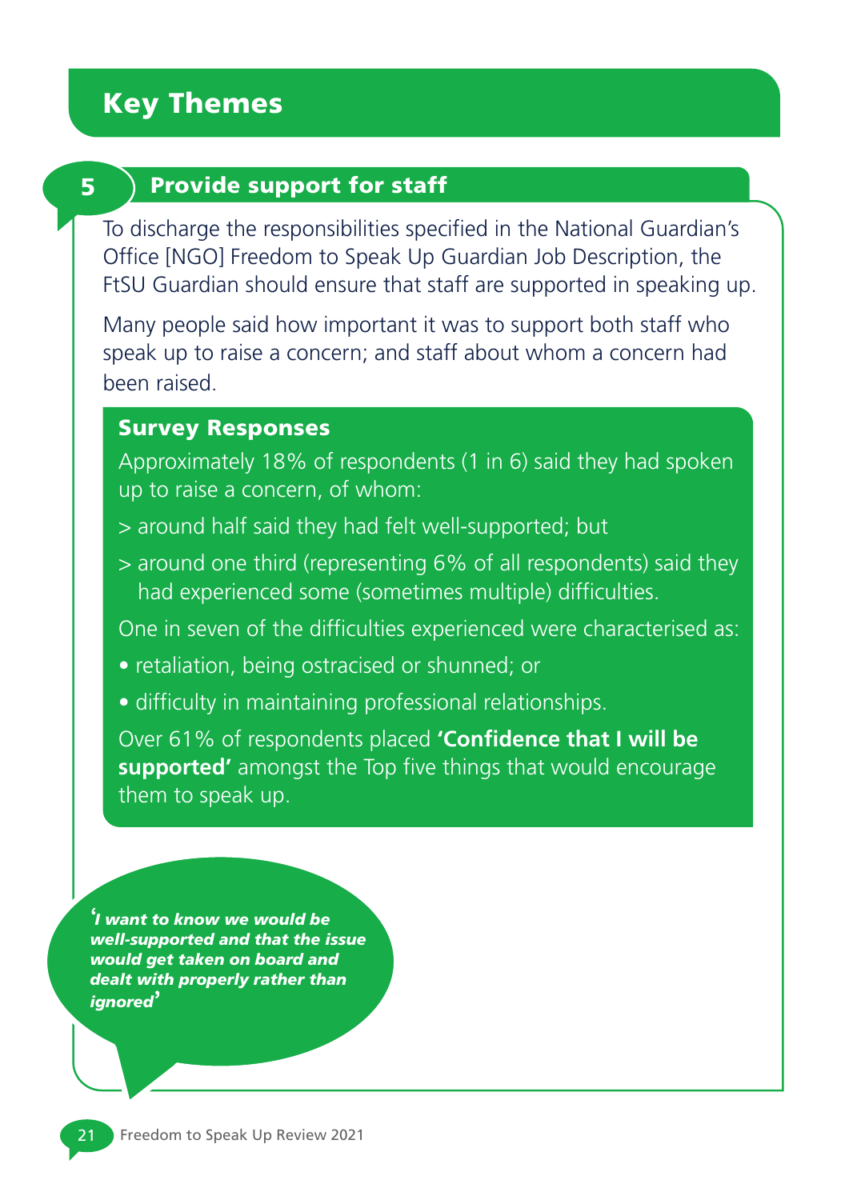## Key Themes

### 5 Provide support for staff

To discharge the responsibilities specified in the National Guardian's Office [NGO] Freedom to Speak Up Guardian Job Description, the FtSU Guardian should ensure that staff are supported in speaking up.

Many people said how important it was to support both staff who speak up to raise a concern; and staff about whom a concern had been raised.

#### Survey Responses

Approximately 18% of respondents (1 in 6) said they had spoken up to raise a concern, of whom:

> around half said they had felt well-supported; but

> around one third (representing 6% of all respondents) said they had experienced some (sometimes multiple) difficulties.

One in seven of the difficulties experienced were characterised as:

- retaliation, being ostracised or shunned; or
- difficulty in maintaining professional relationships.

Over 61% of respondents placed **'Confidence that I will be supported'** amongst the Top five things that would encourage them to speak up.

***'I want to know we would be well-supported and that the issue would get taken on board and dealt with properly rather than ignored'***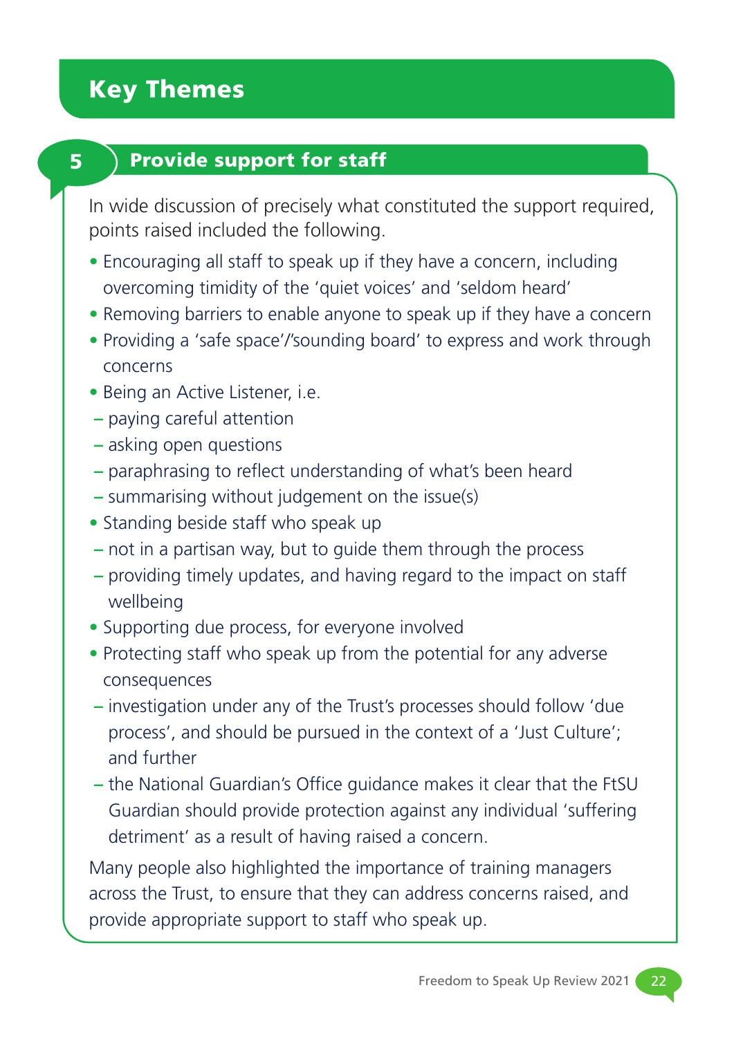# Key Themes

## 5 Provide support for staff

In wide discussion of precisely what constituted the support required, points raised included the following.

- Encouraging all staff to speak up if they have a concern, including overcoming timidity of the 'quiet voices' and 'seldom heard'
- Removing barriers to enable anyone to speak up if they have a concern
- Providing a 'safe space'/'sounding board' to express and work through concerns
- Being an Active Listener, i.e.
  - paying careful attention
  - asking open questions
  - paraphrasing to reflect understanding of what's been heard
  - summarising without judgement on the issue(s)
- Standing beside staff who speak up
  - not in a partisan way, but to guide them through the process
  - providing timely updates, and having regard to the impact on staff wellbeing
- Supporting due process, for everyone involved
- Protecting staff who speak up from the potential for any adverse consequences
  - investigation under any of the Trust's processes should follow 'due process', and should be pursued in the context of a 'Just Culture'; and further
  - the National Guardian's Office guidance makes it clear that the FtSU Guardian should provide protection against any individual 'suffering detriment' as a result of having raised a concern.

Many people also highlighted the importance of training managers across the Trust, to ensure that they can address concerns raised, and provide appropriate support to staff who speak up.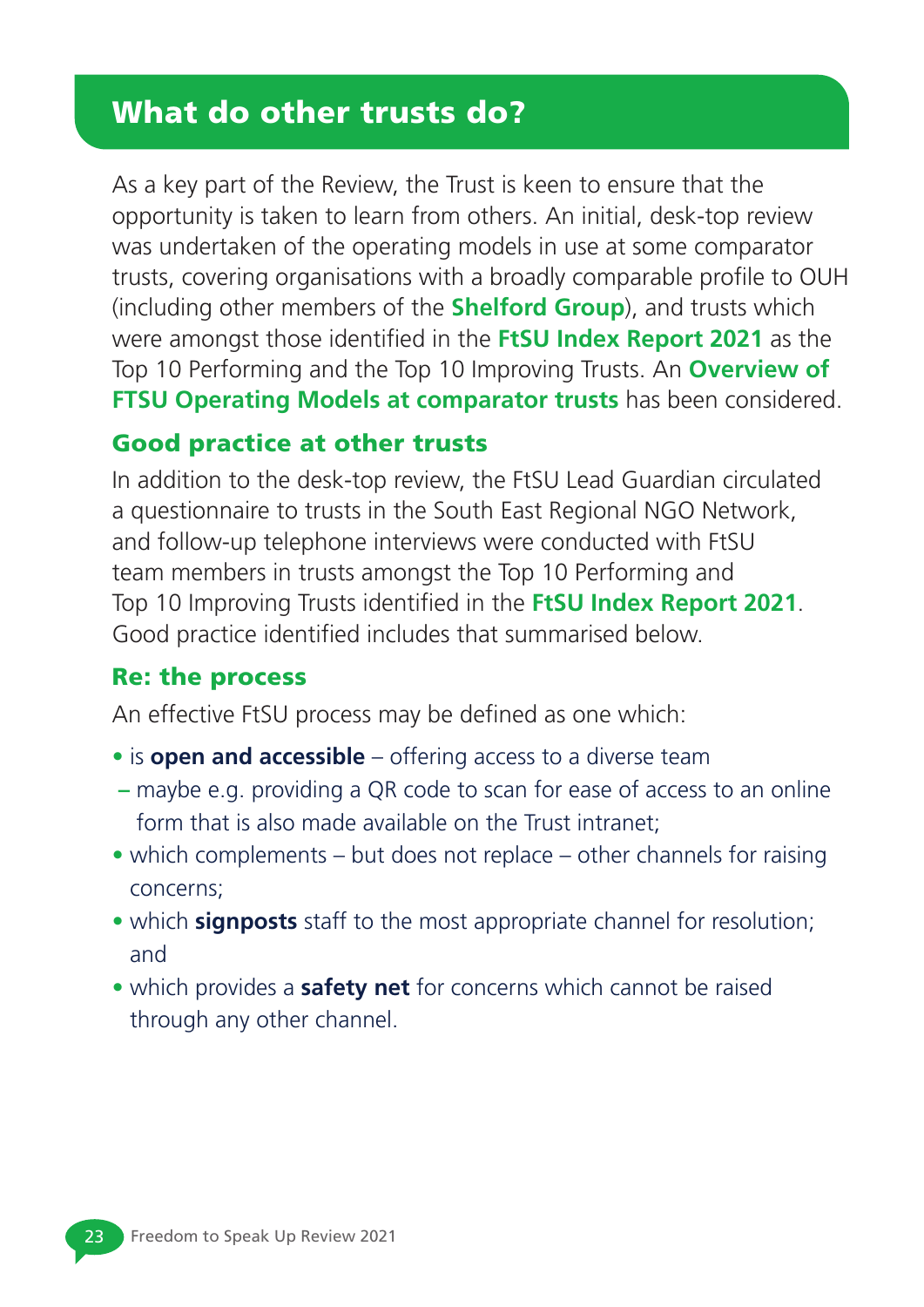## What do other trusts do?

As a key part of the Review, the Trust is keen to ensure that the opportunity is taken to learn from others. An initial, desk-top review was undertaken of the operating models in use at some comparator trusts, covering organisations with a broadly comparable profile to OUH (including other members of the **Shelford Group**), and trusts which were amongst those identified in the **FtSU Index Report 2021** as the Top 10 Performing and the Top 10 Improving Trusts. An **Overview of FTSU Operating Models at comparator trusts** has been considered.

### Good practice at other trusts

In addition to the desk-top review, the FtSU Lead Guardian circulated a questionnaire to trusts in the South East Regional NGO Network, and follow-up telephone interviews were conducted with FtSU team members in trusts amongst the Top 10 Performing and Top 10 Improving Trusts identified in the **FtSU Index Report 2021**. Good practice identified includes that summarised below.

### Re: the process

An effective FtSU process may be defined as one which:

- is **open and accessible** – offering access to a diverse team
  – maybe e.g. providing a QR code to scan for ease of access to an online form that is also made available on the Trust intranet;
- which complements – but does not replace – other channels for raising concerns;
- which **signposts** staff to the most appropriate channel for resolution; and
- which provides a **safety net** for concerns which cannot be raised through any other channel.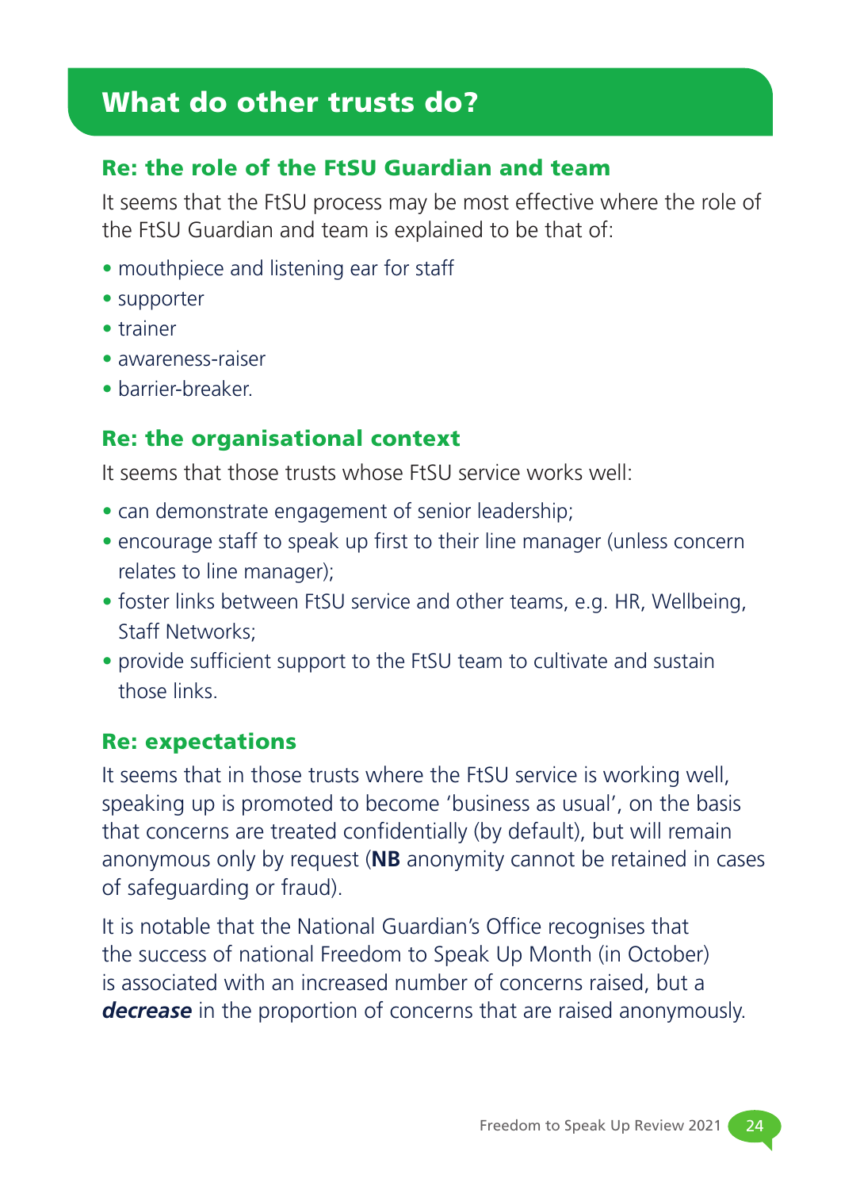## What do other trusts do?

### Re: the role of the FtSU Guardian and team

It seems that the FtSU process may be most effective where the role of the FtSU Guardian and team is explained to be that of:

- mouthpiece and listening ear for staff
- supporter
- trainer
- awareness-raiser
- barrier-breaker.

### Re: the organisational context

It seems that those trusts whose FtSU service works well:

- can demonstrate engagement of senior leadership;
- encourage staff to speak up first to their line manager (unless concern relates to line manager);
- foster links between FtSU service and other teams, e.g. HR, Wellbeing, Staff Networks;
- provide sufficient support to the FtSU team to cultivate and sustain those links.

### Re: expectations

It seems that in those trusts where the FtSU service is working well, speaking up is promoted to become 'business as usual', on the basis that concerns are treated confidentially (by default), but will remain anonymous only by request (**NB** anonymity cannot be retained in cases of safeguarding or fraud).

It is notable that the National Guardian's Office recognises that the success of national Freedom to Speak Up Month (in October) is associated with an increased number of concerns raised, but a ***decrease*** in the proportion of concerns that are raised anonymously.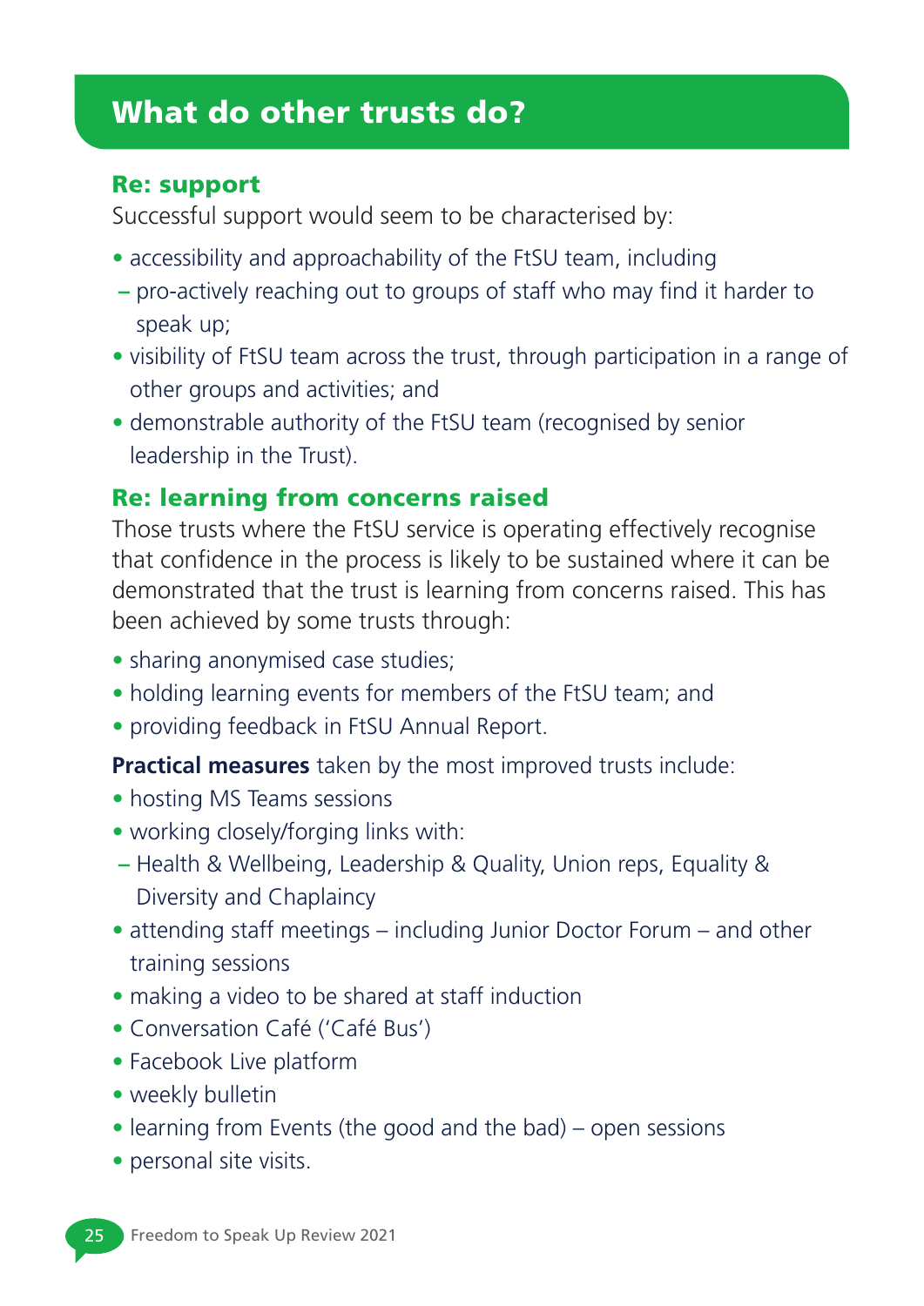## What do other trusts do?

### Re: support

Successful support would seem to be characterised by:

- accessibility and approachability of the FtSU team, including
  - pro-actively reaching out to groups of staff who may find it harder to speak up;
- visibility of FtSU team across the trust, through participation in a range of other groups and activities; and
- demonstrable authority of the FtSU team (recognised by senior leadership in the Trust).

### Re: learning from concerns raised

Those trusts where the FtSU service is operating effectively recognise that confidence in the process is likely to be sustained where it can be demonstrated that the trust is learning from concerns raised. This has been achieved by some trusts through:

- sharing anonymised case studies;
- holding learning events for members of the FtSU team; and
- providing feedback in FtSU Annual Report.

**Practical measures** taken by the most improved trusts include:

- hosting MS Teams sessions
- working closely/forging links with:
  - Health & Wellbeing, Leadership & Quality, Union reps, Equality & Diversity and Chaplaincy
- attending staff meetings – including Junior Doctor Forum – and other training sessions
- making a video to be shared at staff induction
- Conversation Café ('Café Bus')
- Facebook Live platform
- weekly bulletin
- learning from Events (the good and the bad) – open sessions
- personal site visits.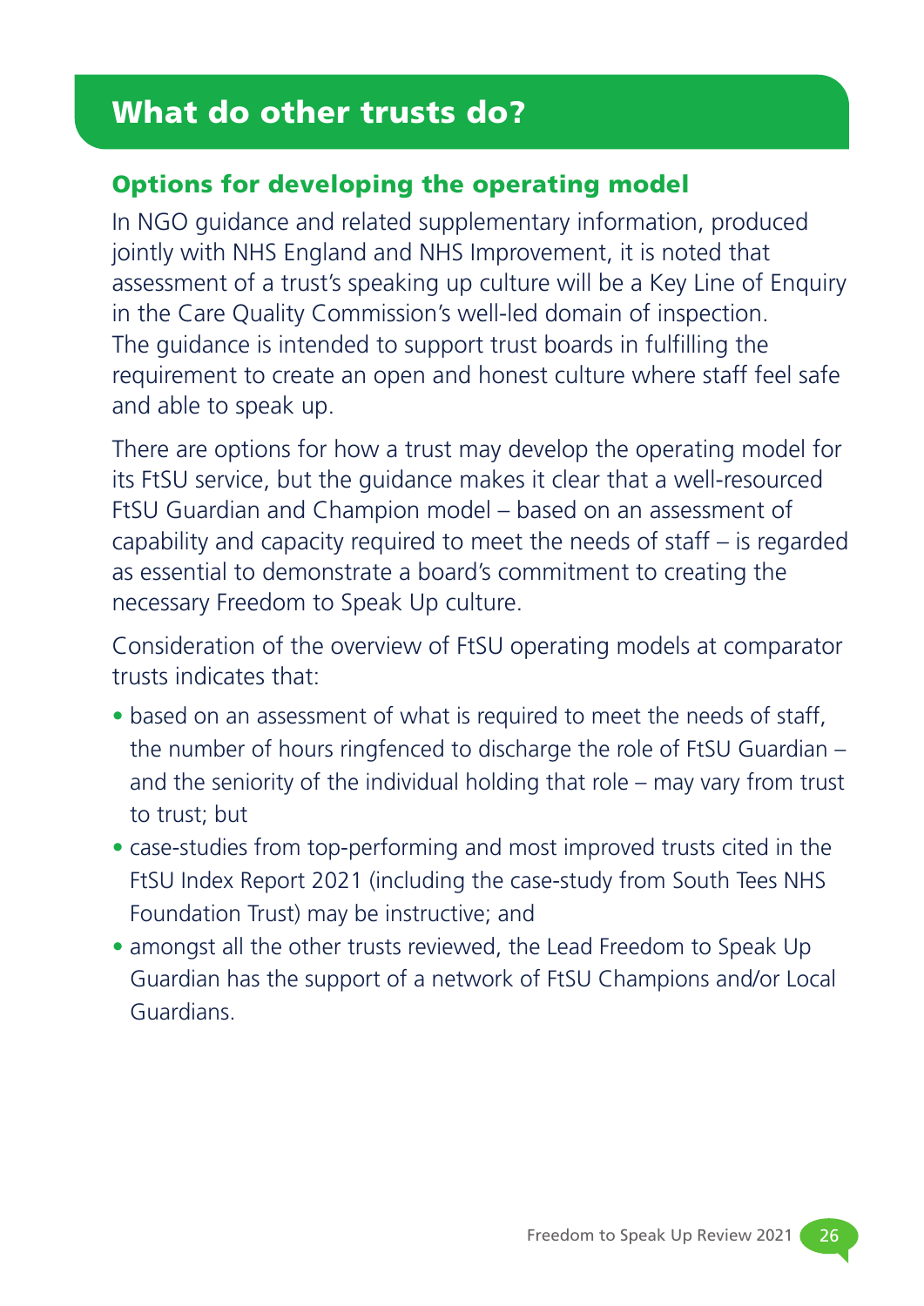# What do other trusts do?

## Options for developing the operating model

In NGO guidance and related supplementary information, produced jointly with NHS England and NHS Improvement, it is noted that assessment of a trust's speaking up culture will be a Key Line of Enquiry in the Care Quality Commission's well-led domain of inspection. The guidance is intended to support trust boards in fulfilling the requirement to create an open and honest culture where staff feel safe and able to speak up.

There are options for how a trust may develop the operating model for its FtSU service, but the guidance makes it clear that a well-resourced FtSU Guardian and Champion model – based on an assessment of capability and capacity required to meet the needs of staff – is regarded as essential to demonstrate a board's commitment to creating the necessary Freedom to Speak Up culture.

Consideration of the overview of FtSU operating models at comparator trusts indicates that:

- based on an assessment of what is required to meet the needs of staff, the number of hours ringfenced to discharge the role of FtSU Guardian – and the seniority of the individual holding that role – may vary from trust to trust; but
- case-studies from top-performing and most improved trusts cited in the FtSU Index Report 2021 (including the case-study from South Tees NHS Foundation Trust) may be instructive; and
- amongst all the other trusts reviewed, the Lead Freedom to Speak Up Guardian has the support of a network of FtSU Champions and/or Local Guardians.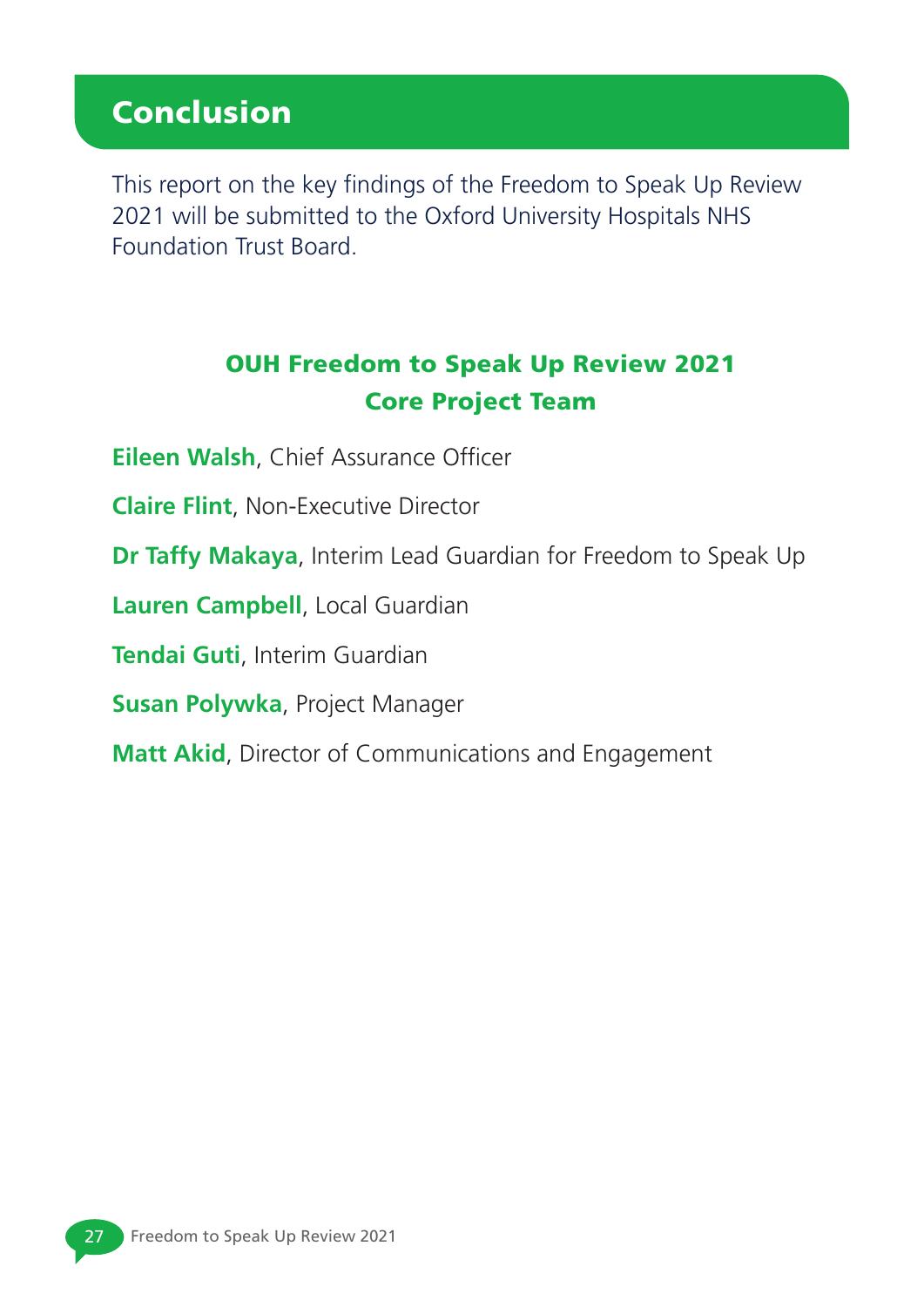## Conclusion

This report on the key findings of the Freedom to Speak Up Review 2021 will be submitted to the Oxford University Hospitals NHS Foundation Trust Board.

### OUH Freedom to Speak Up Review 2021
### Core Project Team

**Eileen Walsh**, Chief Assurance Officer

**Claire Flint**, Non-Executive Director

**Dr Taffy Makaya**, Interim Lead Guardian for Freedom to Speak Up

**Lauren Campbell**, Local Guardian

**Tendai Guti**, Interim Guardian

**Susan Polywka**, Project Manager

**Matt Akid**, Director of Communications and Engagement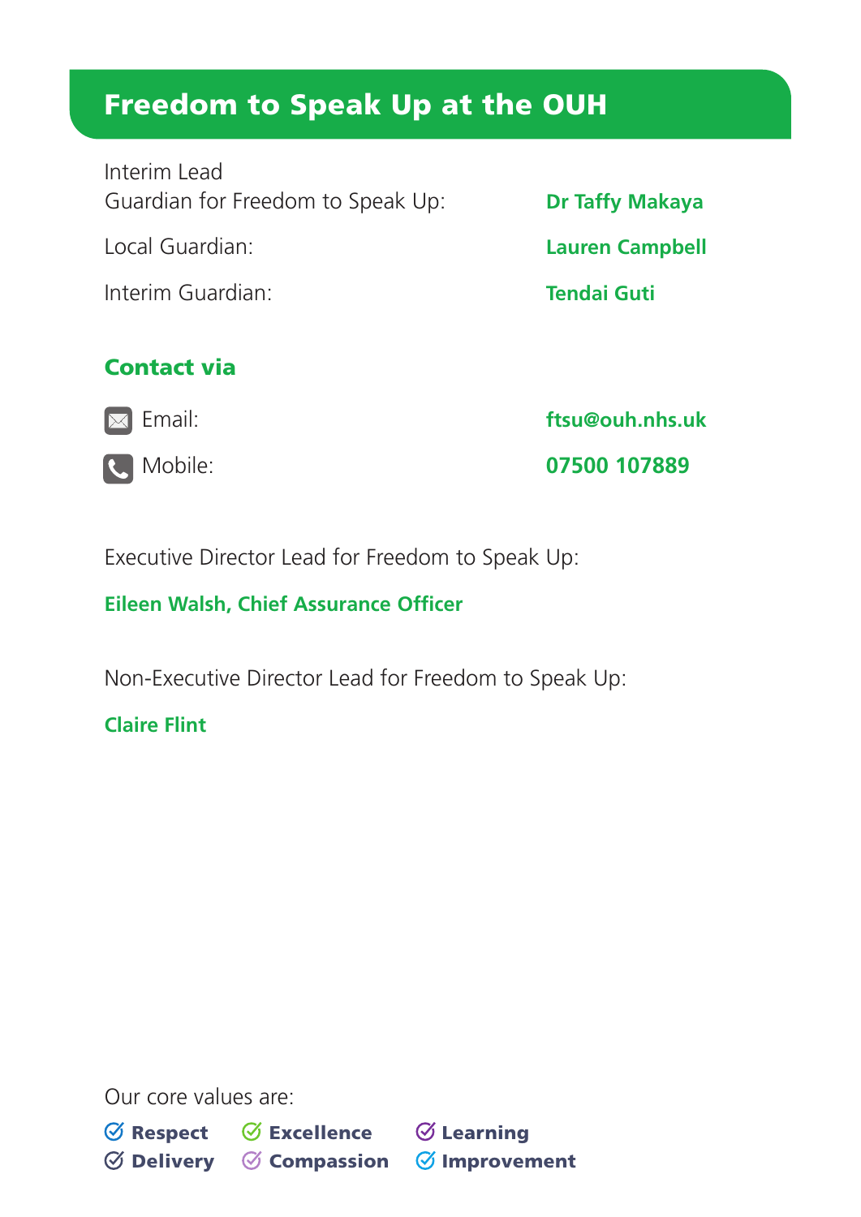## Freedom to Speak Up at the OUH

Interim Lead Guardian for Freedom to Speak Up: **Dr Taffy Makaya**

Local Guardian: **Lauren Campbell**

Interim Guardian: **Tendai Guti**

### Contact via

Email: **ftsu@ouh.nhs.uk**

Mobile: **07500 107889**

Executive Director Lead for Freedom to Speak Up:

**Eileen Walsh, Chief Assurance Officer**

Non-Executive Director Lead for Freedom to Speak Up:

**Claire Flint**

Our core values are:

- **Respect**
- **Excellence**
- **Learning**
- **Delivery**
- **Compassion**
- **Improvement**